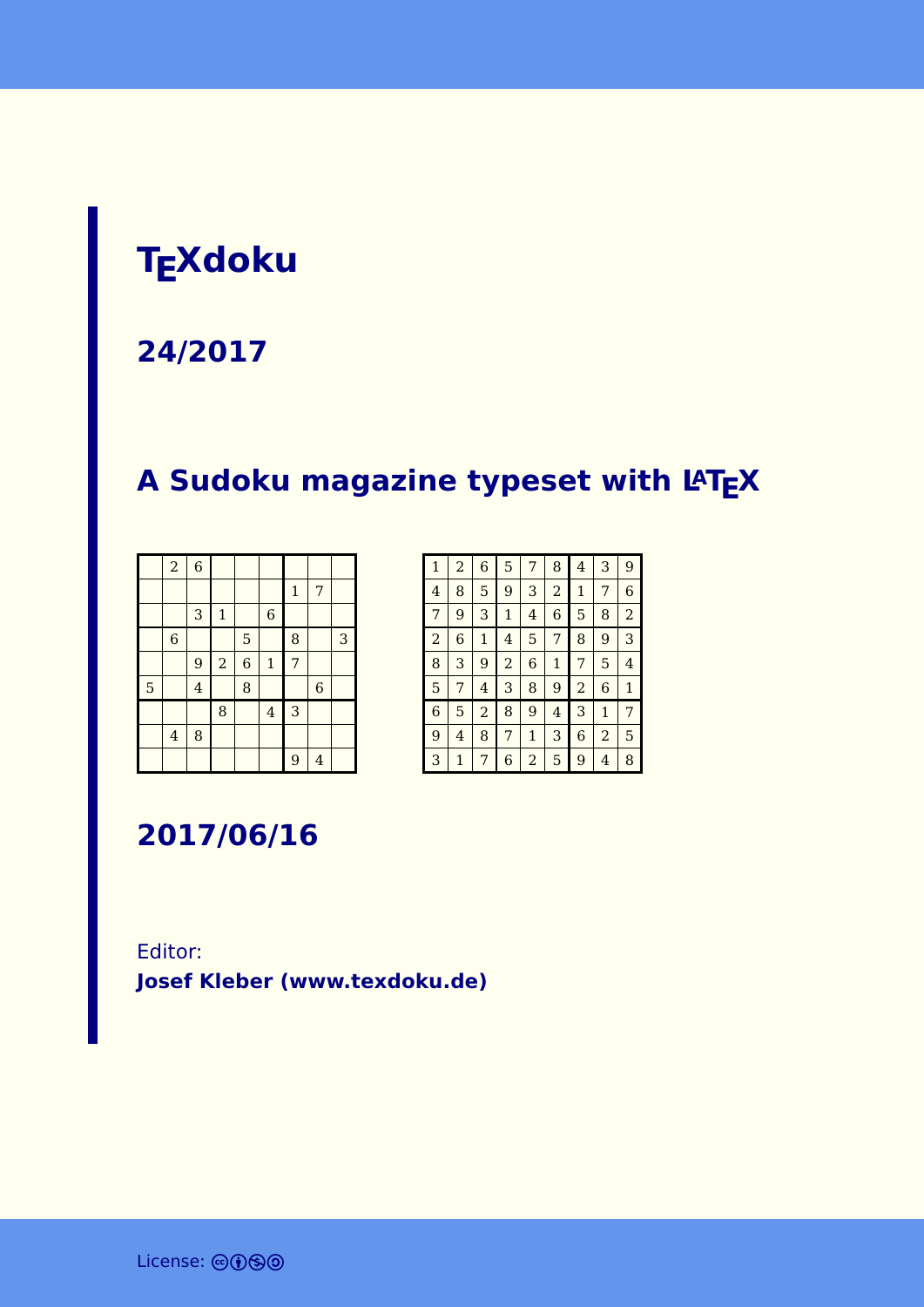# TEXdoku

## 24/2017

## A Sudoku magazine typeset with LATEX

|   |   |   |   |   |   |   |   |   |
|---|---|---|---|---|---|---|---|---|
|   | 2 | 6 |   |   |   |   |   |   |
|   |   |   |   |   |   | 1 | 7 |   |
|   |   | 3 | 1 |   | 6 |   |   |   |
|   | 6 |   |   | 5 |   | 8 |   | 3 |
|   |   | 9 | 2 | 6 | 1 | 7 |   |   |
| 5 |   | 4 |   | 8 |   |   | 6 |   |
|   |   |   | 8 |   | 4 | 3 |   |   |
|   | 4 | 8 |   |   |   |   |   |   |
|   |   |   |   |   |   | 9 | 4 |   |

|   |   |   |   |   |   |   |   |   |
|---|---|---|---|---|---|---|---|---|
| 1 | 2 | 6 | 5 | 7 | 8 | 4 | 3 | 9 |
| 4 | 8 | 5 | 9 | 3 | 2 | 1 | 7 | 6 |
| 7 | 9 | 3 | 1 | 4 | 6 | 5 | 8 | 2 |
| 2 | 6 | 1 | 4 | 5 | 7 | 8 | 9 | 3 |
| 8 | 3 | 9 | 2 | 6 | 1 | 7 | 5 | 4 |
| 5 | 7 | 4 | 3 | 8 | 9 | 2 | 6 | 1 |
| 6 | 5 | 2 | 8 | 9 | 4 | 3 | 1 | 7 |
| 9 | 4 | 8 | 7 | 1 | 3 | 6 | 2 | 5 |
| 3 | 1 | 7 | 6 | 2 | 5 | 9 | 4 | 8 |

## 2017/06/16

Editor:
**Josef Kleber (www.texdoku.de)**

License: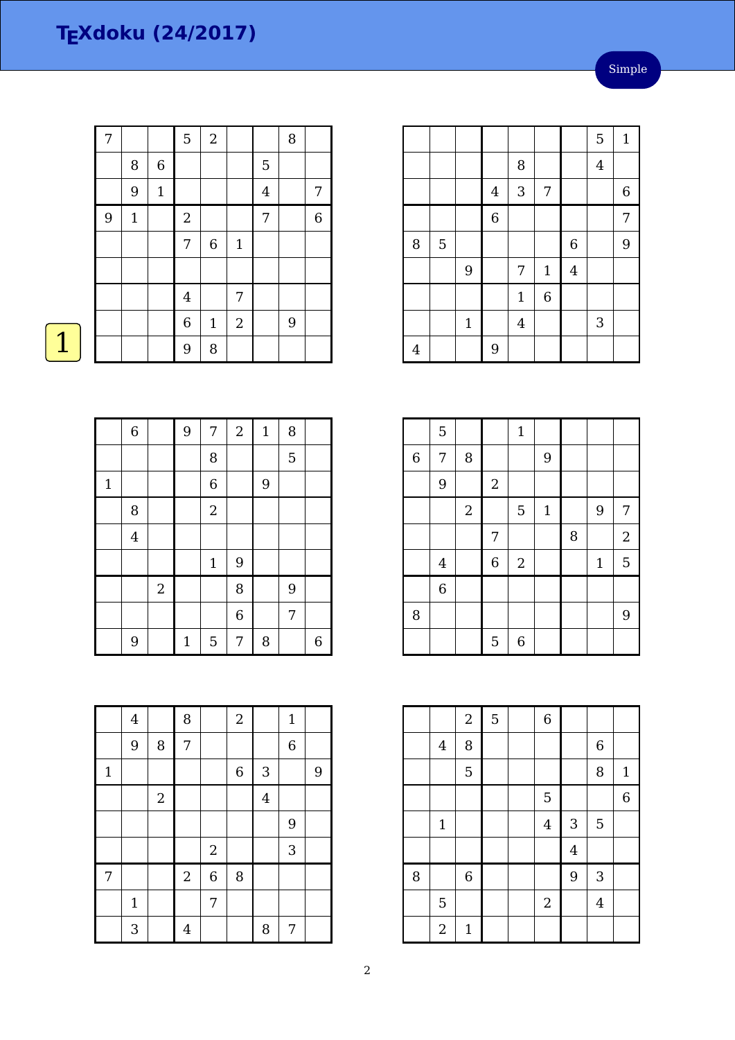# TEXdoku (24/2017)

Simple

1

| | | | | | | | | |
|---|---|---|---|---|---|---|---|---|
| 7 | | | 5 | 2 | | | 8 | |
| | 8 | 6 | | | | 5 | | |
| | 9 | 1 | | | | 4 | | 7 |
| 9 | 1 | | 2 | | | 7 | | 6 |
| | | | 7 | 6 | 1 | | | |
| | | | | | | | | |
| | | | 4 | | 7 | | | |
| | | | 6 | 1 | 2 | | 9 | |
| | | | 9 | 8 | | | | |

| | | | | | | | | |
|---|---|---|---|---|---|---|---|---|
| | | | | | | | 5 | 1 |
| | | | | 8 | | | 4 | |
| | | | 4 | 3 | 7 | | | 6 |
| | | | 6 | | | | | 7 |
| 8 | 5 | | | | | 6 | | 9 |
| | | 9 | | 7 | 1 | 4 | | |
| | | | | 1 | 6 | | | |
| | | 1 | | 4 | | | 3 | |
| 4 | | | 9 | | | | | |

| | | | | | | | | |
|---|---|---|---|---|---|---|---|---|
| | 6 | | 9 | 7 | 2 | 1 | 8 | |
| | | | | 8 | | | 5 | |
| 1 | | | | 6 | | 9 | | |
| | 8 | | | 2 | | | | |
| | 4 | | | | | | | |
| | | | | 1 | 9 | | | |
| | | 2 | | | 8 | | 9 | |
| | | | | | 6 | | 7 | |
| | 9 | | 1 | 5 | 7 | 8 | | 6 |

| | | | | | | | | |
|---|---|---|---|---|---|---|---|---|
| | 5 | | | 1 | | | | |
| 6 | 7 | 8 | | | 9 | | | |
| | 9 | | 2 | | | | | |
| | | 2 | | 5 | 1 | | 9 | 7 |
| | | | 7 | | | 8 | | 2 |
| | 4 | | 6 | 2 | | | 1 | 5 |
| | 6 | | | | | | | |
| 8 | | | | | | | | 9 |
| | | | 5 | 6 | | | | |

| | | | | | | | | |
|---|---|---|---|---|---|---|---|---|
| | 4 | | 8 | | 2 | | 1 | |
| | 9 | 8 | 7 | | | | 6 | |
| 1 | | | | | 6 | 3 | | 9 |
| | | 2 | | | | 4 | | |
| | | | | | | | 9 | |
| | | | | 2 | | | 3 | |
| 7 | | | 2 | 6 | 8 | | | |
| | 1 | | | 7 | | | | |
| | 3 | | 4 | | | 8 | 7 | |

| | | | | | | | | |
|---|---|---|---|---|---|---|---|---|
| | | 2 | 5 | | 6 | | | |
| | 4 | 8 | | | | | 6 | |
| | | 5 | | | | | 8 | 1 |
| | | | | | 5 | | | 6 |
| | 1 | | | | 4 | 3 | 5 | |
| | | | | | | 4 | | |
| 8 | | 6 | | | | 9 | 3 | |
| | 5 | | | | 2 | | 4 | |
| | 2 | 1 | | | | | | |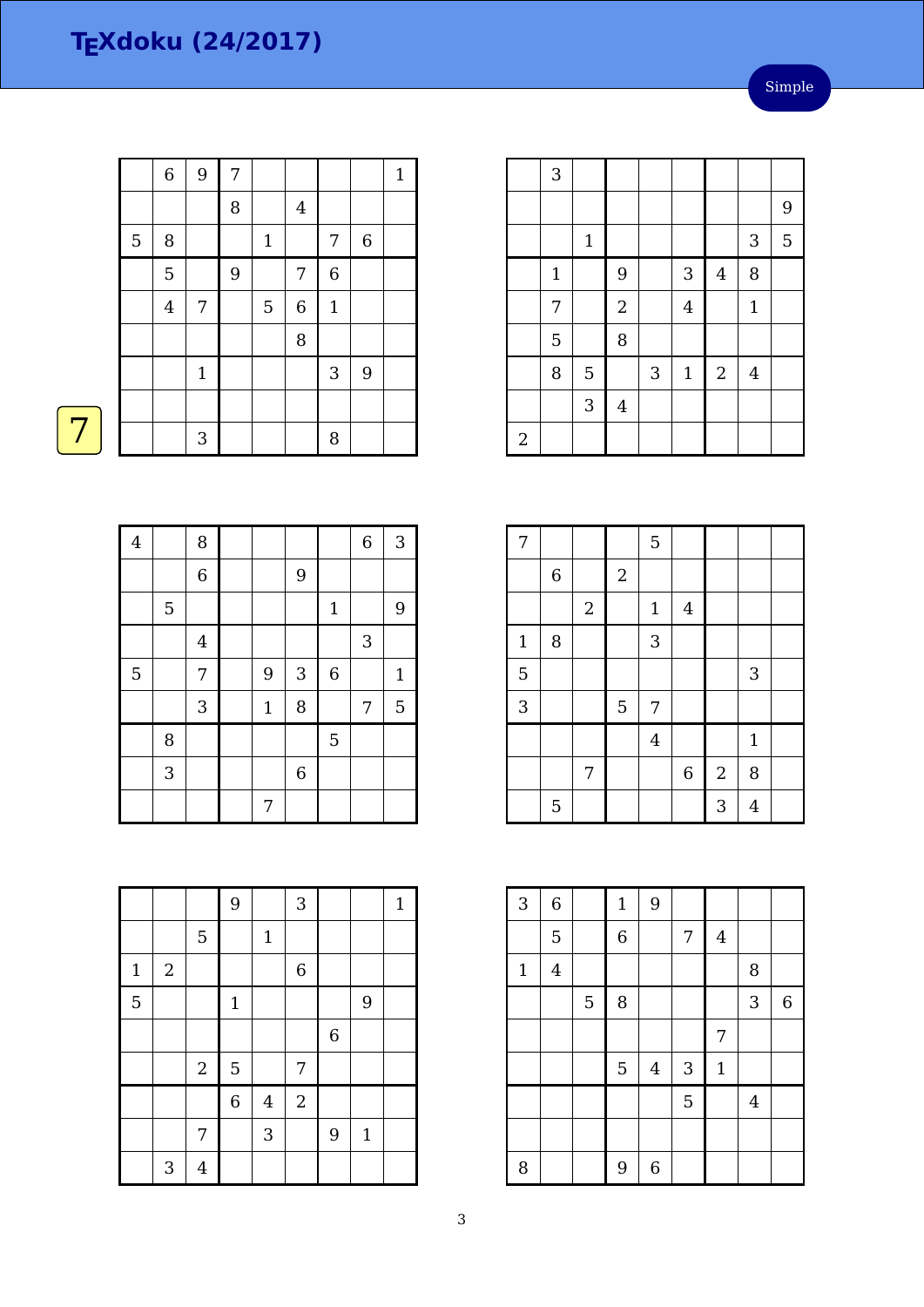# TEXdoku (24/2017)

Simple

7

|   |   |   |   |   |   |   |   |   |
|---|---|---|---|---|---|---|---|---|
|   | 6 | 9 | 7 |   |   |   |   | 1 |
|   |   |   | 8 |   | 4 |   |   |   |
| 5 | 8 |   |   | 1 |   | 7 | 6 |   |
|   | 5 |   | 9 |   | 7 | 6 |   |   |
|   | 4 | 7 |   | 5 | 6 | 1 |   |   |
|   |   |   |   |   | 8 |   |   |   |
|   |   | 1 |   |   |   | 3 | 9 |   |
|   |   |   |   |   |   |   |   |   |
|   |   | 3 |   |   |   | 8 |   |   |

|   |   |   |   |   |   |   |   |   |
|---|---|---|---|---|---|---|---|---|
|   | 3 |   |   |   |   |   |   |   |
|   |   |   |   |   |   |   |   | 9 |
|   |   | 1 |   |   |   |   | 3 | 5 |
|   | 1 |   | 9 |   | 3 | 4 | 8 |   |
|   | 7 |   | 2 |   | 4 |   | 1 |   |
|   | 5 |   | 8 |   |   |   |   |   |
|   | 8 | 5 |   | 3 | 1 | 2 | 4 |   |
|   |   | 3 | 4 |   |   |   |   |   |
| 2 |   |   |   |   |   |   |   |   |

|   |   |   |   |   |   |   |   |   |
|---|---|---|---|---|---|---|---|---|
| 4 |   | 8 |   |   |   |   | 6 | 3 |
|   |   | 6 |   |   | 9 |   |   |   |
|   | 5 |   |   |   |   | 1 |   | 9 |
|   |   | 4 |   |   |   |   | 3 |   |
| 5 |   | 7 |   | 9 | 3 | 6 |   | 1 |
|   |   | 3 |   | 1 | 8 |   | 7 | 5 |
|   | 8 |   |   |   |   | 5 |   |   |
|   | 3 |   |   |   | 6 |   |   |   |
|   |   |   |   | 7 |   |   |   |   |

|   |   |   |   |   |   |   |   |   |
|---|---|---|---|---|---|---|---|---|
| 7 |   |   |   | 5 |   |   |   |   |
|   | 6 |   | 2 |   |   |   |   |   |
|   |   | 2 |   | 1 | 4 |   |   |   |
| 1 | 8 |   |   | 3 |   |   |   |   |
| 5 |   |   |   |   |   |   | 3 |   |
| 3 |   |   | 5 | 7 |   |   |   |   |
|   |   |   |   | 4 |   |   | 1 |   |
|   |   | 7 |   |   | 6 | 2 | 8 |   |
|   | 5 |   |   |   |   | 3 | 4 |   |

|   |   |   |   |   |   |   |   |   |
|---|---|---|---|---|---|---|---|---|
|   |   |   | 9 |   | 3 |   |   | 1 |
|   |   | 5 |   | 1 |   |   |   |   |
| 1 | 2 |   |   |   | 6 |   |   |   |
| 5 |   |   | 1 |   |   |   | 9 |   |
|   |   |   |   |   |   | 6 |   |   |
|   |   | 2 | 5 |   | 7 |   |   |   |
|   |   |   | 6 | 4 | 2 |   |   |   |
|   |   | 7 |   | 3 |   | 9 | 1 |   |
|   | 3 | 4 |   |   |   |   |   |   |

|   |   |   |   |   |   |   |   |   |
|---|---|---|---|---|---|---|---|---|
| 3 | 6 |   | 1 | 9 |   |   |   |   |
|   | 5 |   | 6 |   | 7 | 4 |   |   |
| 1 | 4 |   |   |   |   |   | 8 |   |
|   |   | 5 | 8 |   |   |   | 3 | 6 |
|   |   |   |   |   |   | 7 |   |   |
|   |   |   | 5 | 4 | 3 | 1 |   |   |
|   |   |   |   |   | 5 |   | 4 |   |
|   |   |   |   |   |   |   |   |   |
| 8 |   |   | 9 | 6 |   |   |   |   |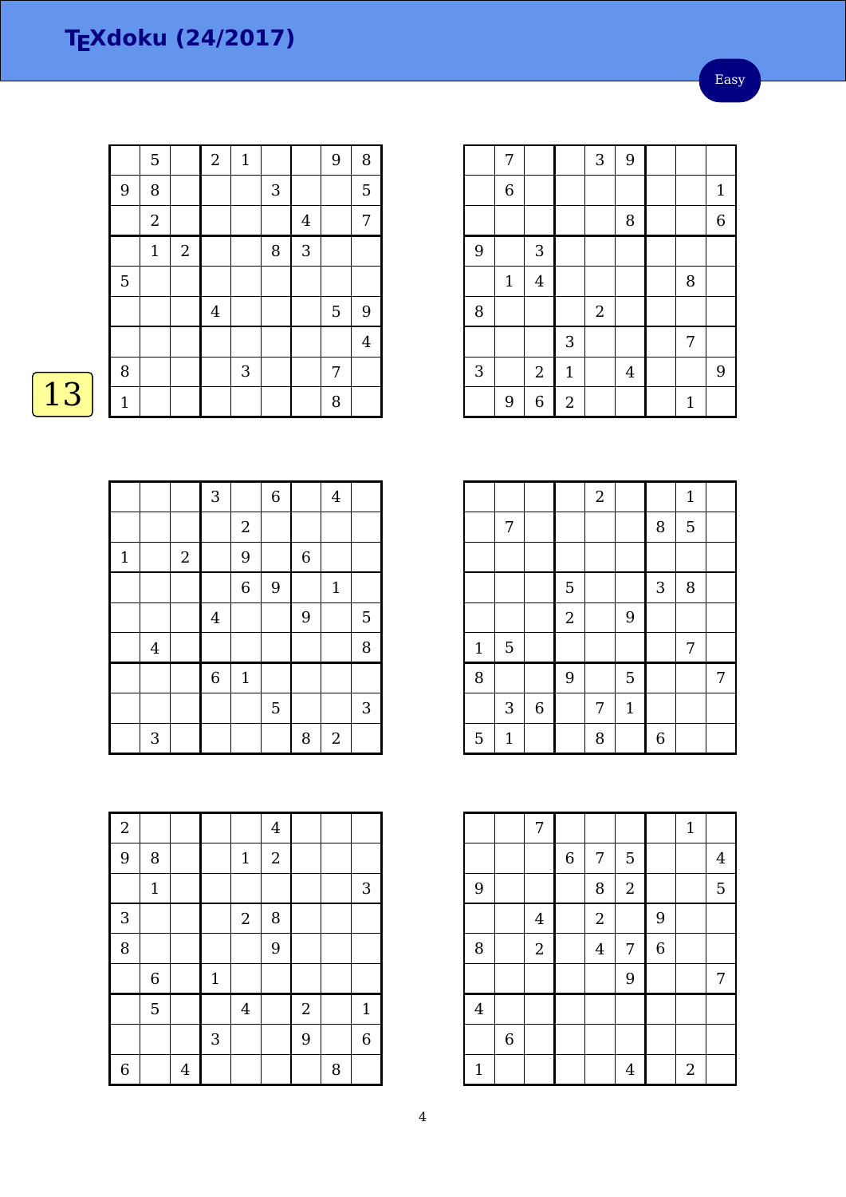# TEXdoku (24/2017)

Easy

13

|   |   |   |   |   |   |   |   |   |
|---|---|---|---|---|---|---|---|---|
|   | 5 |   | 2 | 1 |   |   | 9 | 8 |
| 9 | 8 |   |   |   | 3 |   |   | 5 |
|   | 2 |   |   |   |   | 4 |   | 7 |
|   | 1 | 2 |   |   | 8 | 3 |   |   |
| 5 |   |   |   |   |   |   |   |   |
|   |   |   | 4 |   |   |   | 5 | 9 |
|   |   |   |   |   |   |   |   | 4 |
| 8 |   |   |   | 3 |   |   | 7 |   |
| 1 |   |   |   |   |   |   | 8 |   |

|   |   |   |   |   |   |   |   |   |
|---|---|---|---|---|---|---|---|---|
|   | 7 |   |   | 3 | 9 |   |   |   |
|   | 6 |   |   |   |   |   |   | 1 |
|   |   |   |   |   | 8 |   |   | 6 |
| 9 |   | 3 |   |   |   |   |   |   |
|   | 1 | 4 |   |   |   |   | 8 |   |
| 8 |   |   |   | 2 |   |   |   |   |
|   |   |   | 3 |   |   |   | 7 |   |
| 3 |   | 2 | 1 |   | 4 |   |   | 9 |
|   | 9 | 6 | 2 |   |   |   | 1 |   |

|   |   |   |   |   |   |   |   |   |
|---|---|---|---|---|---|---|---|---|
|   |   |   | 3 |   | 6 |   | 4 |   |
|   |   |   |   | 2 |   |   |   |   |
| 1 |   | 2 |   | 9 |   | 6 |   |   |
|   |   |   |   | 6 | 9 |   | 1 |   |
|   |   |   | 4 |   |   | 9 |   | 5 |
|   | 4 |   |   |   |   |   |   | 8 |
|   |   |   | 6 | 1 |   |   |   |   |
|   |   |   |   |   | 5 |   |   | 3 |
|   | 3 |   |   |   |   | 8 | 2 |   |

|   |   |   |   |   |   |   |   |   |
|---|---|---|---|---|---|---|---|---|
|   |   |   |   | 2 |   |   | 1 |   |
|   | 7 |   |   |   |   | 8 | 5 |   |
|   |   |   |   |   |   |   |   |   |
|   |   |   | 5 |   |   | 3 | 8 |   |
|   |   |   | 2 |   | 9 |   |   |   |
| 1 | 5 |   |   |   |   |   | 7 |   |
| 8 |   |   | 9 |   | 5 |   |   | 7 |
|   | 3 | 6 |   | 7 | 1 |   |   |   |
| 5 | 1 |   |   | 8 |   | 6 |   |   |

|   |   |   |   |   |   |   |   |   |
|---|---|---|---|---|---|---|---|---|
| 2 |   |   |   |   | 4 |   |   |   |
| 9 | 8 |   |   | 1 | 2 |   |   |   |
|   | 1 |   |   |   |   |   |   | 3 |
| 3 |   |   |   | 2 | 8 |   |   |   |
| 8 |   |   |   |   | 9 |   |   |   |
|   | 6 |   | 1 |   |   |   |   |   |
|   | 5 |   |   | 4 |   | 2 |   | 1 |
|   |   |   | 3 |   |   | 9 |   | 6 |
| 6 |   | 4 |   |   |   |   | 8 |   |

|   |   |   |   |   |   |   |   |   |
|---|---|---|---|---|---|---|---|---|
|   |   | 7 |   |   |   |   | 1 |   |
|   |   |   | 6 | 7 | 5 |   |   | 4 |
| 9 |   |   |   | 8 | 2 |   |   | 5 |
|   |   | 4 |   | 2 |   | 9 |   |   |
| 8 |   | 2 |   | 4 | 7 | 6 |   |   |
|   |   |   |   |   | 9 |   |   | 7 |
| 4 |   |   |   |   |   |   |   |   |
|   | 6 |   |   |   |   |   |   |   |
| 1 |   |   |   |   | 4 |   | 2 |   |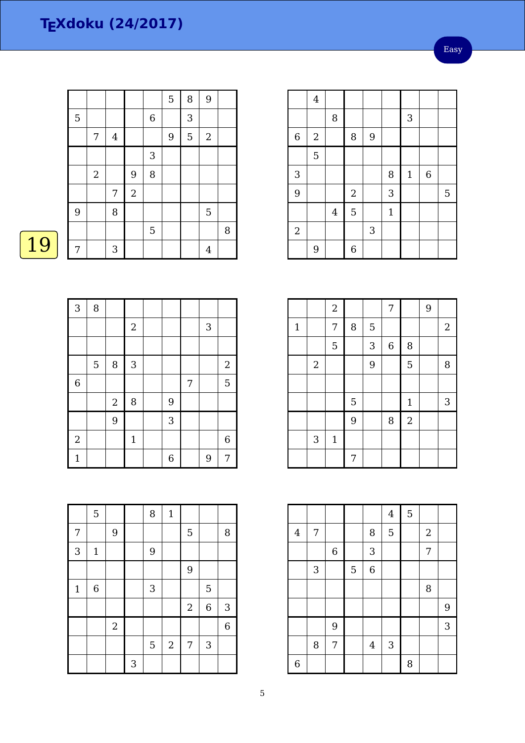# TEXdoku (24/2017)

Easy

19

|   |   |   |   |   |   |   |   |   |
|---|---|---|---|---|---|---|---|---|
|   |   |   |   |   | 5 | 8 | 9 |   |
| 5 |   |   |   | 6 |   | 3 |   |   |
|   | 7 | 4 |   |   | 9 | 5 | 2 |   |
|   |   |   |   | 3 |   |   |   |   |
|   | 2 |   | 9 | 8 |   |   |   |   |
|   |   | 7 | 2 |   |   |   |   |   |
| 9 |   | 8 |   |   |   |   | 5 |   |
|   |   |   |   | 5 |   |   |   | 8 |
| 7 |   | 3 |   |   |   |   | 4 |   |

|   |   |   |   |   |   |   |   |   |
|---|---|---|---|---|---|---|---|---|
|   | 4 |   |   |   |   |   |   |   |
|   |   | 8 |   |   |   | 3 |   |   |
| 6 | 2 |   | 8 | 9 |   |   |   |   |
|   | 5 |   |   |   |   |   |   |   |
| 3 |   |   |   |   | 8 | 1 | 6 |   |
| 9 |   |   | 2 |   | 3 |   |   | 5 |
|   |   | 4 | 5 |   | 1 |   |   |   |
| 2 |   |   |   | 3 |   |   |   |   |
|   | 9 |   | 6 |   |   |   |   |   |

|   |   |   |   |   |   |   |   |   |
|---|---|---|---|---|---|---|---|---|
| 3 | 8 |   |   |   |   |   |   |   |
|   |   |   | 2 |   |   |   | 3 |   |
|   |   |   |   |   |   |   |   |   |
|   | 5 | 8 | 3 |   |   |   |   | 2 |
| 6 |   |   |   |   |   | 7 |   | 5 |
|   |   | 2 | 8 |   | 9 |   |   |   |
|   |   | 9 |   |   | 3 |   |   |   |
| 2 |   |   | 1 |   |   |   |   | 6 |
| 1 |   |   |   |   | 6 |   | 9 | 7 |

|   |   |   |   |   |   |   |   |   |
|---|---|---|---|---|---|---|---|---|
|   |   | 2 |   |   | 7 |   | 9 |   |
| 1 |   | 7 | 8 | 5 |   |   |   | 2 |
|   |   | 5 |   | 3 | 6 | 8 |   |   |
|   | 2 |   |   | 9 |   | 5 |   | 8 |
|   |   |   |   |   |   |   |   |   |
|   |   |   | 5 |   |   | 1 |   | 3 |
|   |   |   | 9 |   | 8 | 2 |   |   |
|   | 3 | 1 |   |   |   |   |   |   |
|   |   |   | 7 |   |   |   |   |   |

|   |   |   |   |   |   |   |   |   |
|---|---|---|---|---|---|---|---|---|
|   | 5 |   |   | 8 | 1 |   |   |   |
| 7 |   | 9 |   |   |   | 5 |   | 8 |
| 3 | 1 |   |   | 9 |   |   |   |   |
|   |   |   |   |   |   | 9 |   |   |
| 1 | 6 |   |   | 3 |   |   | 5 |   |
|   |   |   |   |   |   | 2 | 6 | 3 |
|   |   | 2 |   |   |   |   |   | 6 |
|   |   |   |   | 5 | 2 | 7 | 3 |   |
|   |   |   | 3 |   |   |   |   |   |

|   |   |   |   |   |   |   |   |   |
|---|---|---|---|---|---|---|---|---|
|   |   |   |   |   | 4 | 5 |   |   |
| 4 | 7 |   |   | 8 | 5 |   | 2 |   |
|   |   | 6 |   | 3 |   |   | 7 |   |
|   | 3 |   | 5 | 6 |   |   |   |   |
|   |   |   |   |   |   |   | 8 |   |
|   |   |   |   |   |   |   |   | 9 |
|   |   | 9 |   |   |   |   |   | 3 |
|   | 8 | 7 |   | 4 | 3 |   |   |   |
| 6 |   |   |   |   |   | 8 |   |   |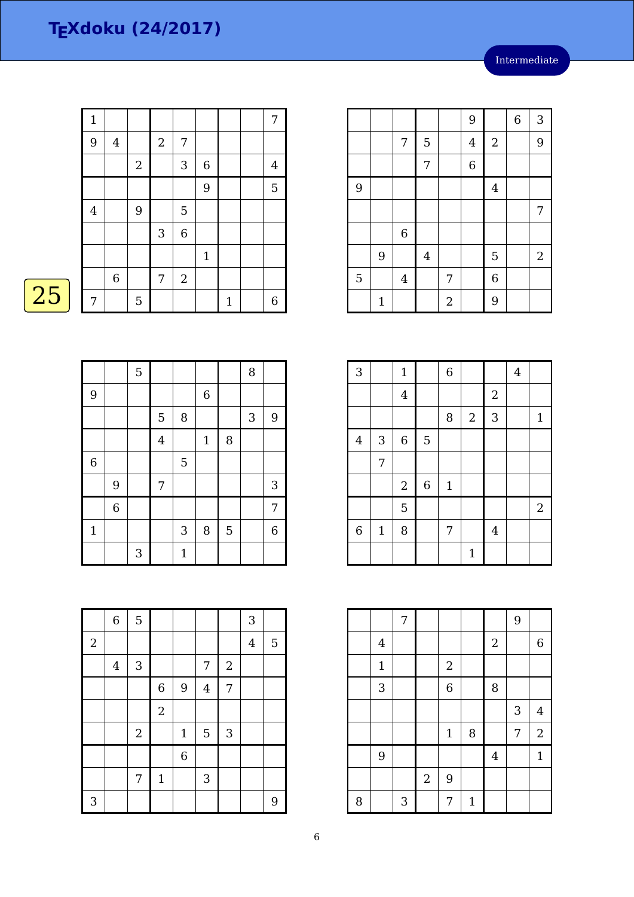# TEXdoku (24/2017)

Intermediate

25

| | | | | | | | | |
|---|---|---|---|---|---|---|---|---|
| 1 | | | | | | | | 7 |
| 9 | 4 | | 2 | 7 | | | | |
| | | 2 | | 3 | 6 | | | 4 |
| | | | | | 9 | | | 5 |
| 4 | | 9 | | 5 | | | | |
| | | | 3 | 6 | | | | |
| | | | | | 1 | | | |
| | 6 | | 7 | 2 | | | | |
| 7 | | 5 | | | | 1 | | 6 |

| | | | | | | | | |
|---|---|---|---|---|---|---|---|---|
| | | | | | 9 | | 6 | 3 |
| | | 7 | 5 | | 4 | 2 | | 9 |
| | | | 7 | | 6 | | | |
| 9 | | | | | | 4 | | |
| | | | | | | | | 7 |
| | | 6 | | | | | | |
| | 9 | | 4 | | | 5 | | 2 |
| 5 | | 4 | | 7 | | 6 | | |
| | 1 | | | 2 | | 9 | | |

| | | | | | | | | |
|---|---|---|---|---|---|---|---|---|
| | | 5 | | | | | 8 | |
| 9 | | | | | 6 | | | |
| | | | 5 | 8 | | | 3 | 9 |
| | | | 4 | | 1 | 8 | | |
| 6 | | | | 5 | | | | |
| | 9 | | 7 | | | | | 3 |
| | 6 | | | | | | | 7 |
| 1 | | | | 3 | 8 | 5 | | 6 |
| | | 3 | | 1 | | | | |

| | | | | | | | | |
|---|---|---|---|---|---|---|---|---|
| 3 | | 1 | | 6 | | | 4 | |
| | | 4 | | | | 2 | | |
| | | | | 8 | 2 | 3 | | 1 |
| 4 | 3 | 6 | 5 | | | | | |
| | 7 | | | | | | | |
| | | 2 | 6 | 1 | | | | |
| | | 5 | | | | | | 2 |
| 6 | 1 | 8 | | 7 | | 4 | | |
| | | | | | 1 | | | |

| | | | | | | | | |
|---|---|---|---|---|---|---|---|---|
| | 6 | 5 | | | | | 3 | |
| 2 | | | | | | | 4 | 5 |
| | 4 | 3 | | | 7 | 2 | | |
| | | | 6 | 9 | 4 | 7 | | |
| | | | 2 | | | | | |
| | | 2 | | 1 | 5 | 3 | | |
| | | | | 6 | | | | |
| | | 7 | 1 | | 3 | | | |
| 3 | | | | | | | | 9 |

| | | | | | | | | |
|---|---|---|---|---|---|---|---|---|
| | | 7 | | | | | 9 | |
| | 4 | | | | | 2 | | 6 |
| | 1 | | | 2 | | | | |
| | 3 | | | 6 | | 8 | | |
| | | | | | | | 3 | 4 |
| | | | | 1 | 8 | | 7 | 2 |
| | 9 | | | | | 4 | | 1 |
| | | | 2 | 9 | | | | |
| 8 | | 3 | | 7 | 1 | | | |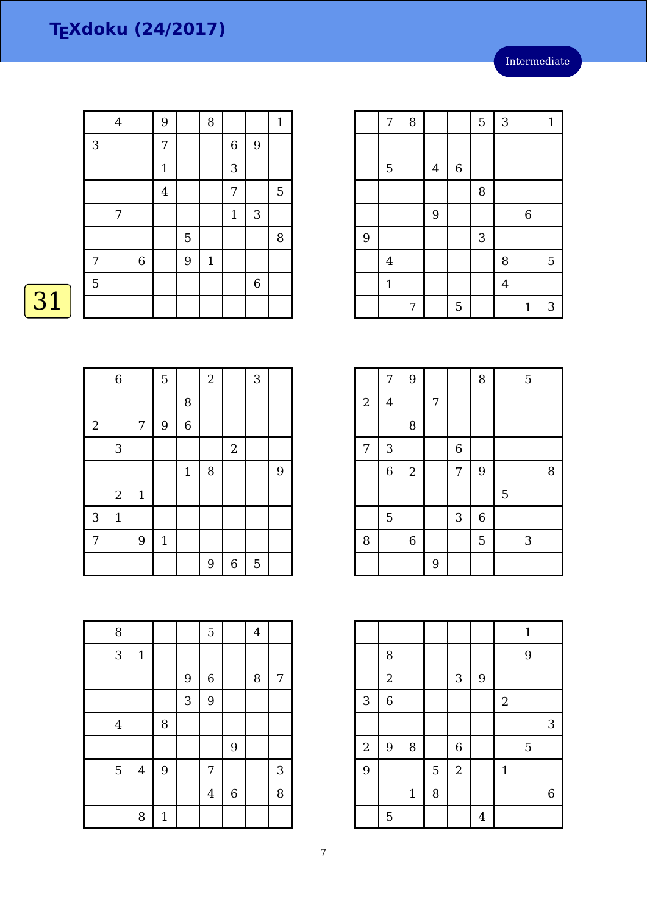# TEXdoku (24/2017)

Intermediate

31

|   |   |   |   |   |   |   |   |   |
|---|---|---|---|---|---|---|---|---|
|   | 4 |   | 9 |   | 8 |   |   | 1 |
| 3 |   |   | 7 |   |   | 6 | 9 |   |
|   |   |   | 1 |   |   | 3 |   |   |
|   |   |   | 4 |   |   | 7 |   | 5 |
|   | 7 |   |   |   |   | 1 | 3 |   |
|   |   |   |   | 5 |   |   |   | 8 |
| 7 |   | 6 |   | 9 | 1 |   |   |   |
| 5 |   |   |   |   |   |   | 6 |   |
|   |   |   |   |   |   |   |   |   |

|   |   |   |   |   |   |   |   |   |
|---|---|---|---|---|---|---|---|---|
|   | 7 | 8 |   |   | 5 | 3 |   | 1 |
|   |   |   |   |   |   |   |   |   |
|   | 5 |   | 4 | 6 |   |   |   |   |
|   |   |   |   |   | 8 |   |   |   |
|   |   |   | 9 |   |   |   | 6 |   |
| 9 |   |   |   |   | 3 |   |   |   |
|   | 4 |   |   |   |   | 8 |   | 5 |
|   | 1 |   |   |   |   | 4 |   |   |
|   |   | 7 |   | 5 |   |   | 1 | 3 |

|   |   |   |   |   |   |   |   |   |
|---|---|---|---|---|---|---|---|---|
|   | 6 |   | 5 |   | 2 |   | 3 |   |
|   |   |   |   | 8 |   |   |   |   |
| 2 |   | 7 | 9 | 6 |   |   |   |   |
|   | 3 |   |   |   |   | 2 |   |   |
|   |   |   |   | 1 | 8 |   |   | 9 |
|   | 2 | 1 |   |   |   |   |   |   |
| 3 | 1 |   |   |   |   |   |   |   |
| 7 |   | 9 | 1 |   |   |   |   |   |
|   |   |   |   |   | 9 | 6 | 5 |   |

|   |   |   |   |   |   |   |   |   |
|---|---|---|---|---|---|---|---|---|
|   | 7 | 9 |   |   | 8 |   | 5 |   |
| 2 | 4 |   | 7 |   |   |   |   |   |
|   |   | 8 |   |   |   |   |   |   |
| 7 | 3 |   |   | 6 |   |   |   |   |
|   | 6 | 2 |   | 7 | 9 |   |   | 8 |
|   |   |   |   |   |   | 5 |   |   |
|   | 5 |   |   | 3 | 6 |   |   |   |
| 8 |   | 6 |   |   | 5 |   | 3 |   |
|   |   |   | 9 |   |   |   |   |   |

|   |   |   |   |   |   |   |   |   |
|---|---|---|---|---|---|---|---|---|
|   | 8 |   |   |   | 5 |   | 4 |   |
|   | 3 | 1 |   |   |   |   |   |   |
|   |   |   |   | 9 | 6 |   | 8 | 7 |
|   |   |   |   | 3 | 9 |   |   |   |
|   | 4 |   | 8 |   |   |   |   |   |
|   |   |   |   |   |   | 9 |   |   |
|   | 5 | 4 | 9 |   | 7 |   |   | 3 |
|   |   |   |   |   | 4 | 6 |   | 8 |
|   |   | 8 | 1 |   |   |   |   |   |

|   |   |   |   |   |   |   |   |   |
|---|---|---|---|---|---|---|---|---|
|   |   |   |   |   |   |   | 1 |   |
|   | 8 |   |   |   |   |   | 9 |   |
|   | 2 |   |   | 3 | 9 |   |   |   |
| 3 | 6 |   |   |   |   | 2 |   |   |
|   |   |   |   |   |   |   |   | 3 |
| 2 | 9 | 8 |   | 6 |   |   | 5 |   |
| 9 |   |   | 5 | 2 |   | 1 |   |   |
|   |   | 1 | 8 |   |   |   |   | 6 |
|   | 5 |   |   |   | 4 |   |   |   |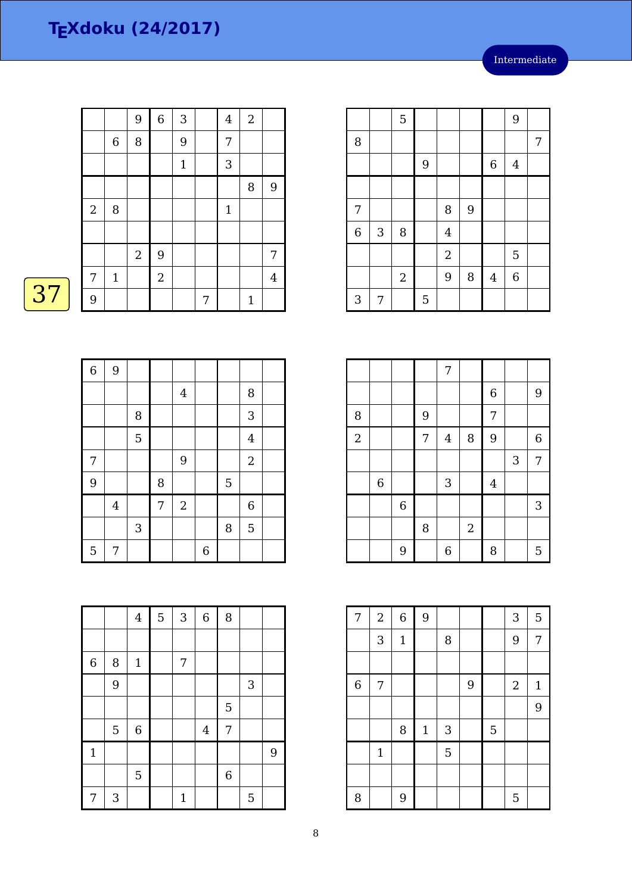# TEXdoku (24/2017)

Intermediate

37

|   |   |   |   |   |   |   |   |   |
|---|---|---|---|---|---|---|---|---|
|   |   | 9 | 6 | 3 |   | 4 | 2 |   |
|   | 6 | 8 |   | 9 |   | 7 |   |   |
|   |   |   |   | 1 |   | 3 |   |   |
|   |   |   |   |   |   |   | 8 | 9 |
| 2 | 8 |   |   |   |   | 1 |   |   |
|   |   |   |   |   |   |   |   |   |
|   |   | 2 | 9 |   |   |   |   | 7 |
| 7 | 1 |   | 2 |   |   |   |   | 4 |
| 9 |   |   |   |   | 7 |   | 1 |   |

|   |   |   |   |   |   |   |   |   |
|---|---|---|---|---|---|---|---|---|
|   |   | 5 |   |   |   |   | 9 |   |
| 8 |   |   |   |   |   |   |   | 7 |
|   |   |   | 9 |   |   | 6 | 4 |   |
|   |   |   |   |   |   |   |   |   |
| 7 |   |   |   | 8 | 9 |   |   |   |
| 6 | 3 | 8 |   | 4 |   |   |   |   |
|   |   |   |   | 2 |   |   | 5 |   |
|   |   | 2 |   | 9 | 8 | 4 | 6 |   |
| 3 | 7 |   | 5 |   |   |   |   |   |

|   |   |   |   |   |   |   |   |   |
|---|---|---|---|---|---|---|---|---|
| 6 | 9 |   |   |   |   |   |   |   |
|   |   |   |   | 4 |   |   | 8 |   |
|   |   | 8 |   |   |   |   | 3 |   |
|   |   | 5 |   |   |   |   | 4 |   |
| 7 |   |   |   | 9 |   |   | 2 |   |
| 9 |   |   | 8 |   |   | 5 |   |   |
|   | 4 |   | 7 | 2 |   |   | 6 |   |
|   |   | 3 |   |   |   | 8 | 5 |   |
| 5 | 7 |   |   |   | 6 |   |   |   |

|   |   |   |   |   |   |   |   |   |
|---|---|---|---|---|---|---|---|---|
|   |   |   |   | 7 |   |   |   |   |
|   |   |   |   |   |   | 6 |   | 9 |
| 8 |   |   | 9 |   |   | 7 |   |   |
| 2 |   |   | 7 | 4 | 8 | 9 |   | 6 |
|   |   |   |   |   |   |   | 3 | 7 |
|   | 6 |   |   | 3 |   | 4 |   |   |
|   |   | 6 |   |   |   |   |   | 3 |
|   |   |   | 8 |   | 2 |   |   |   |
|   |   | 9 |   | 6 |   | 8 |   | 5 |

|   |   |   |   |   |   |   |   |   |
|---|---|---|---|---|---|---|---|---|
|   |   | 4 | 5 | 3 | 6 | 8 |   |   |
|   |   |   |   |   |   |   |   |   |
| 6 | 8 | 1 |   | 7 |   |   |   |   |
|   | 9 |   |   |   |   |   | 3 |   |
|   |   |   |   |   |   | 5 |   |   |
|   | 5 | 6 |   |   | 4 | 7 |   |   |
| 1 |   |   |   |   |   |   |   | 9 |
|   |   | 5 |   |   |   | 6 |   |   |
| 7 | 3 |   |   | 1 |   |   | 5 |   |

|   |   |   |   |   |   |   |   |   |
|---|---|---|---|---|---|---|---|---|
| 7 | 2 | 6 | 9 |   |   |   | 3 | 5 |
|   | 3 | 1 |   | 8 |   |   | 9 | 7 |
|   |   |   |   |   |   |   |   |   |
| 6 | 7 |   |   |   | 9 |   | 2 | 1 |
|   |   |   |   |   |   |   |   | 9 |
|   |   | 8 | 1 | 3 |   | 5 |   |   |
|   | 1 |   |   | 5 |   |   |   |   |
|   |   |   |   |   |   |   |   |   |
| 8 |   | 9 |   |   |   |   | 5 |   |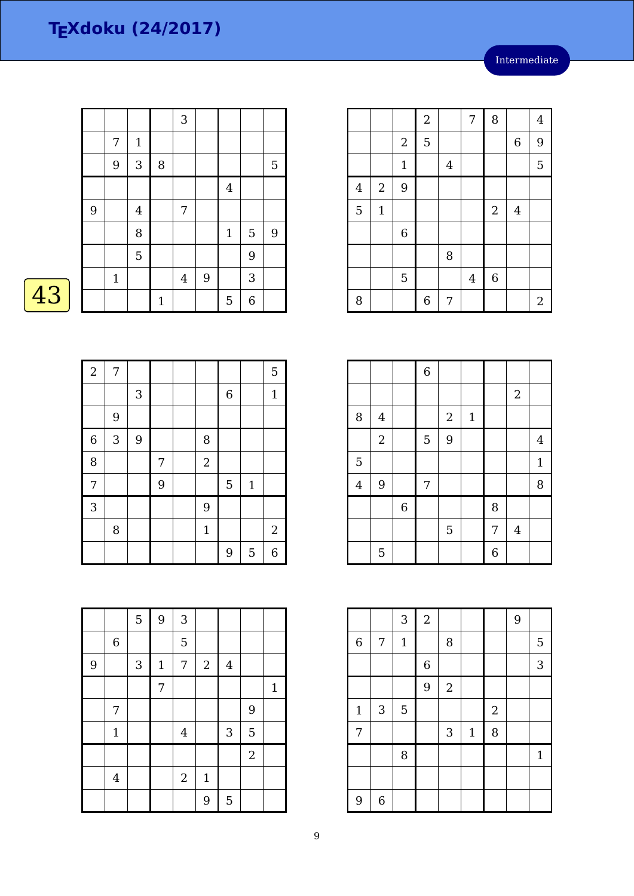# TEXdoku (24/2017)

Intermediate

43

| | | | | | | | | |
|---|---|---|---|---|---|---|---|---|
| | | | | 3 | | | | |
| | 7 | 1 | | | | | | |
| | 9 | 3 | 8 | | | | | 5 |
| | | | | | | 4 | | |
| 9 | | 4 | | 7 | | | | |
| | | 8 | | | | 1 | 5 | 9 |
| | | 5 | | | | | 9 | |
| | 1 | | | 4 | 9 | | 3 | |
| | | | 1 | | | 5 | 6 | |

| | | | | | | | | |
|---|---|---|---|---|---|---|---|---|
| | | | 2 | | 7 | 8 | | 4 |
| | | 2 | 5 | | | | 6 | 9 |
| | | 1 | | 4 | | | | 5 |
| 4 | 2 | 9 | | | | | | |
| 5 | 1 | | | | | 2 | 4 | |
| | | 6 | | | | | | |
| | | | | 8 | | | | |
| | | 5 | | | 4 | 6 | | |
| 8 | | | 6 | 7 | | | | 2 |

| | | | | | | | | |
|---|---|---|---|---|---|---|---|---|
| 2 | 7 | | | | | | | 5 |
| | | 3 | | | | 6 | | 1 |
| | 9 | | | | | | | |
| 6 | 3 | 9 | | | 8 | | | |
| 8 | | | 7 | | 2 | | | |
| 7 | | | 9 | | | 5 | 1 | |
| 3 | | | | | 9 | | | |
| | 8 | | | | 1 | | | 2 |
| | | | | | | 9 | 5 | 6 |

| | | | | | | | | |
|---|---|---|---|---|---|---|---|---|
| | | | 6 | | | | | |
| | | | | | | | 2 | |
| 8 | 4 | | | 2 | 1 | | | |
| | 2 | | 5 | 9 | | | | 4 |
| 5 | | | | | | | | 1 |
| 4 | 9 | | 7 | | | | | 8 |
| | | 6 | | | | 8 | | |
| | | | | 5 | | 7 | 4 | |
| | 5 | | | | | 6 | | |

| | | | | | | | | |
|---|---|---|---|---|---|---|---|---|
| | | 5 | 9 | 3 | | | | |
| | 6 | | | 5 | | | | |
| 9 | | 3 | 1 | 7 | 2 | 4 | | |
| | | | 7 | | | | | 1 |
| | 7 | | | | | | 9 | |
| | 1 | | | 4 | | 3 | 5 | |
| | | | | | | | 2 | |
| | 4 | | | 2 | 1 | | | |
| | | | | | 9 | 5 | | |

| | | | | | | | | |
|---|---|---|---|---|---|---|---|---|
| | | 3 | 2 | | | | 9 | |
| 6 | 7 | 1 | | 8 | | | | 5 |
| | | | 6 | | | | | 3 |
| | | | 9 | 2 | | | | |
| 1 | 3 | 5 | | | | 2 | | |
| 7 | | | | 3 | 1 | 8 | | |
| | | 8 | | | | | | 1 |
| | | | | | | | | |
| 9 | 6 | | | | | | | |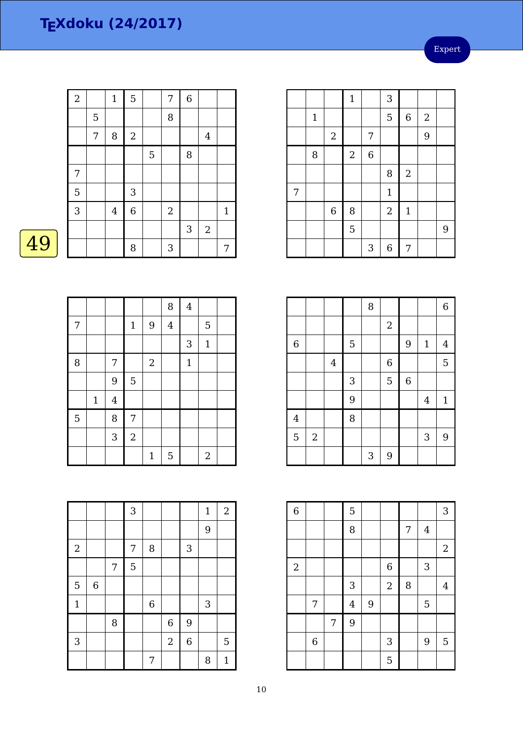# TEXdoku (24/2017)

Expert

49

| | | | | | | | | |
|---|---|---|---|---|---|---|---|---|
| 2 | | 1 | 5 | | 7 | 6 | | |
| | 5 | | | | 8 | | | |
| | 7 | 8 | 2 | | | | 4 | |
| | | | | 5 | | 8 | | |
| 7 | | | | | | | | |
| 5 | | | 3 | | | | | |
| 3 | | 4 | 6 | | 2 | | | 1 |
| | | | | | | 3 | 2 | |
| | | | 8 | | 3 | | | 7 |

| | | | | | | | | |
|---|---|---|---|---|---|---|---|---|
| | | | 1 | | 3 | | | |
| | 1 | | | | 5 | 6 | 2 | |
| | | 2 | | 7 | | | 9 | |
| | 8 | | 2 | 6 | | | | |
| | | | | | 8 | 2 | | |
| 7 | | | | | 1 | | | |
| | | 6 | 8 | | 2 | 1 | | |
| | | | 5 | | | | | 9 |
| | | | | 3 | 6 | 7 | | |

| | | | | | | | | |
|---|---|---|---|---|---|---|---|---|
| | | | | | 8 | 4 | | |
| 7 | | | 1 | 9 | 4 | | 5 | |
| | | | | | | 3 | 1 | |
| 8 | | 7 | | 2 | | 1 | | |
| | | 9 | 5 | | | | | |
| | 1 | 4 | | | | | | |
| 5 | | 8 | 7 | | | | | |
| | | 3 | 2 | | | | | |
| | | | | 1 | 5 | | 2 | |

| | | | | | | | | |
|---|---|---|---|---|---|---|---|---|
| | | | | 8 | | | | 6 |
| | | | | | 2 | | | |
| 6 | | | 5 | | | 9 | 1 | 4 |
| | | 4 | | | 6 | | | 5 |
| | | | 3 | | 5 | 6 | | |
| | | | 9 | | | | 4 | 1 |
| 4 | | | 8 | | | | | |
| 5 | 2 | | | | | | 3 | 9 |
| | | | | 3 | 9 | | | |

| | | | | | | | | |
|---|---|---|---|---|---|---|---|---|
| | | | 3 | | | | 1 | 2 |
| | | | | | | | 9 | |
| 2 | | | 7 | 8 | | 3 | | |
| | | 7 | 5 | | | | | |
| 5 | 6 | | | | | | | |
| 1 | | | | 6 | | | 3 | |
| | | 8 | | | 6 | 9 | | |
| 3 | | | | | 2 | 6 | | 5 |
| | | | | 7 | | | 8 | 1 |

| | | | | | | | | |
|---|---|---|---|---|---|---|---|---|
| 6 | | | 5 | | | | | 3 |
| | | | 8 | | | 7 | 4 | |
| | | | | | | | | 2 |
| 2 | | | | | 6 | | 3 | |
| | | | 3 | | 2 | 8 | | 4 |
| | 7 | | 4 | 9 | | | 5 | |
| | | 7 | 9 | | | | | |
| | 6 | | | | 3 | | 9 | 5 |
| | | | | | 5 | | | |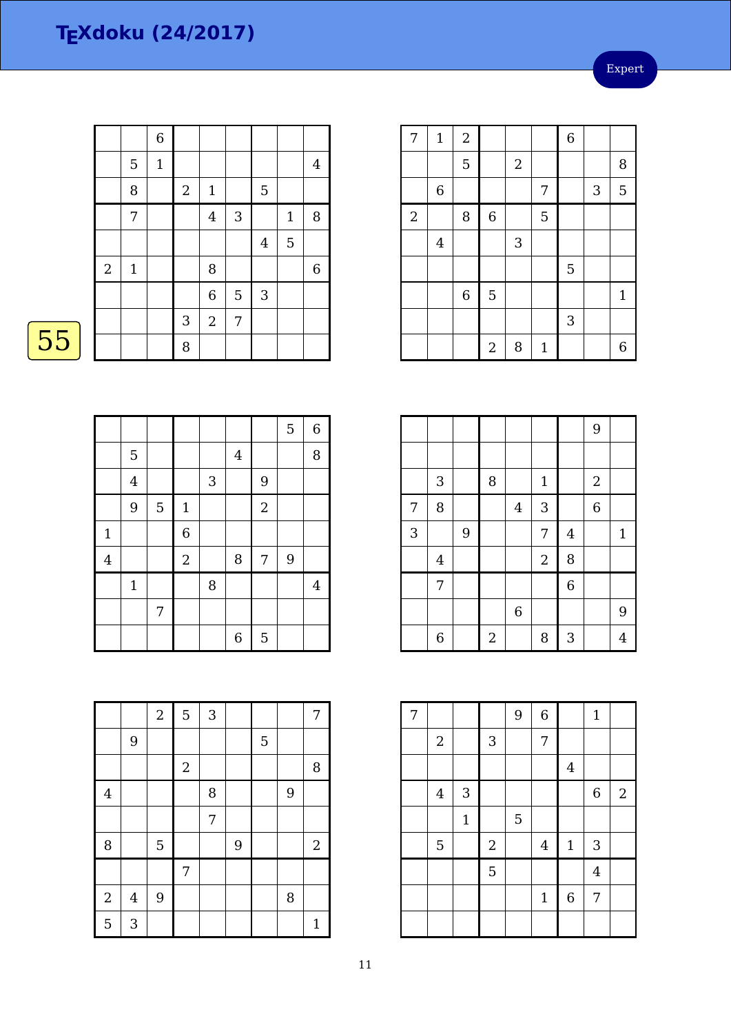# TEXdoku (24/2017)

Expert

55

|   |   |   |   |   |   |   |   |   |
|---|---|---|---|---|---|---|---|---|
|   |   | 6 |   |   |   |   |   |   |
|   | 5 | 1 |   |   |   |   |   | 4 |
|   | 8 |   | 2 | 1 |   | 5 |   |   |
|   | 7 |   |   | 4 | 3 |   | 1 | 8 |
|   |   |   |   |   |   | 4 | 5 |   |
| 2 | 1 |   |   | 8 |   |   |   | 6 |
|   |   |   |   | 6 | 5 | 3 |   |   |
|   |   |   | 3 | 2 | 7 |   |   |   |
|   |   |   | 8 |   |   |   |   |   |

|   |   |   |   |   |   |   |   |   |
|---|---|---|---|---|---|---|---|---|
| 7 | 1 | 2 |   |   |   | 6 |   |   |
|   |   | 5 |   | 2 |   |   |   | 8 |
|   | 6 |   |   |   | 7 |   | 3 | 5 |
| 2 |   | 8 | 6 |   | 5 |   |   |   |
|   | 4 |   |   | 3 |   |   |   |   |
|   |   |   |   |   |   | 5 |   |   |
|   |   | 6 | 5 |   |   |   |   | 1 |
|   |   |   |   |   |   | 3 |   |   |
|   |   |   | 2 | 8 | 1 |   |   | 6 |

|   |   |   |   |   |   |   |   |   |
|---|---|---|---|---|---|---|---|---|
|   |   |   |   |   |   |   | 5 | 6 |
|   | 5 |   |   |   | 4 |   |   | 8 |
|   | 4 |   |   | 3 |   | 9 |   |   |
|   | 9 | 5 | 1 |   |   | 2 |   |   |
| 1 |   |   | 6 |   |   |   |   |   |
| 4 |   |   | 2 |   | 8 | 7 | 9 |   |
|   | 1 |   |   | 8 |   |   |   | 4 |
|   |   | 7 |   |   |   |   |   |   |
|   |   |   |   |   | 6 | 5 |   |   |

|   |   |   |   |   |   |   |   |   |
|---|---|---|---|---|---|---|---|---|
|   |   |   |   |   |   |   | 9 |   |
|   |   |   |   |   |   |   |   |   |
|   | 3 |   | 8 |   | 1 |   | 2 |   |
| 7 | 8 |   |   | 4 | 3 |   | 6 |   |
| 3 |   | 9 |   |   | 7 | 4 |   | 1 |
|   | 4 |   |   |   | 2 | 8 |   |   |
|   | 7 |   |   |   |   | 6 |   |   |
|   |   |   |   | 6 |   |   |   | 9 |
|   | 6 |   | 2 |   | 8 | 3 |   | 4 |

|   |   |   |   |   |   |   |   |   |
|---|---|---|---|---|---|---|---|---|
|   |   | 2 | 5 | 3 |   |   |   | 7 |
|   | 9 |   |   |   |   | 5 |   |   |
|   |   |   | 2 |   |   |   |   | 8 |
| 4 |   |   |   | 8 |   |   | 9 |   |
|   |   |   |   | 7 |   |   |   |   |
| 8 |   | 5 |   |   | 9 |   |   | 2 |
|   |   |   | 7 |   |   |   |   |   |
| 2 | 4 | 9 |   |   |   |   | 8 |   |
| 5 | 3 |   |   |   |   |   |   | 1 |

|   |   |   |   |   |   |   |   |   |
|---|---|---|---|---|---|---|---|---|
| 7 |   |   |   | 9 | 6 |   | 1 |   |
|   | 2 |   | 3 |   | 7 |   |   |   |
|   |   |   |   |   |   | 4 |   |   |
|   | 4 | 3 |   |   |   |   | 6 | 2 |
|   |   | 1 |   | 5 |   |   |   |   |
|   | 5 |   | 2 |   | 4 | 1 | 3 |   |
|   |   |   | 5 |   |   |   | 4 |   |
|   |   |   |   |   | 1 | 6 | 7 |   |
|   |   |   |   |   |   |   |   |   |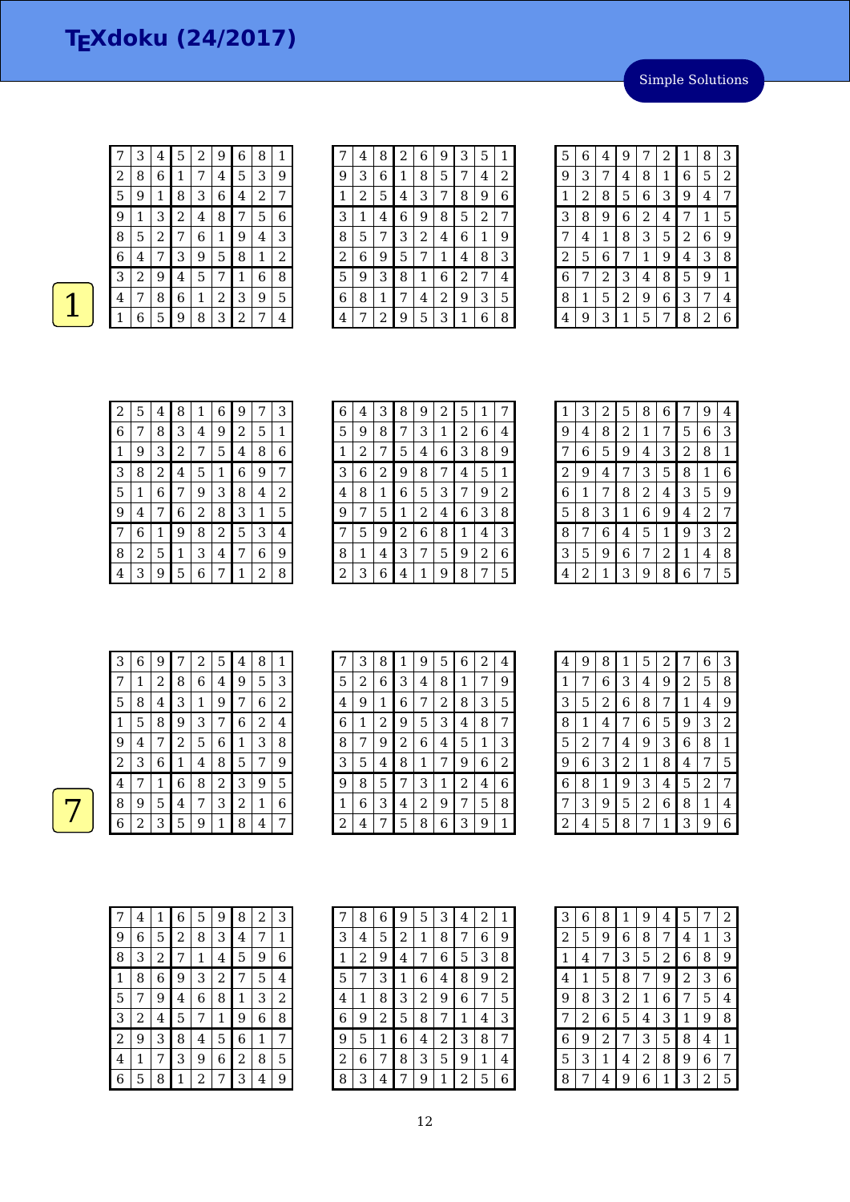# TEXdoku (24/2017)

Simple Solutions

1

| 7 | 3 | 4 | 5 | 2 | 9 | 6 | 8 | 1 |
|---|---|---|---|---|---|---|---|---|
| 2 | 8 | 6 | 1 | 7 | 4 | 5 | 3 | 9 |
| 5 | 9 | 1 | 8 | 3 | 6 | 4 | 2 | 7 |
| 9 | 1 | 3 | 2 | 4 | 8 | 7 | 5 | 6 |
| 8 | 5 | 2 | 7 | 6 | 1 | 9 | 4 | 3 |
| 6 | 4 | 7 | 3 | 9 | 5 | 8 | 1 | 2 |
| 3 | 2 | 9 | 4 | 5 | 7 | 1 | 6 | 8 |
| 4 | 7 | 8 | 6 | 1 | 2 | 3 | 9 | 5 |
| 1 | 6 | 5 | 9 | 8 | 3 | 2 | 7 | 4 |

| 7 | 4 | 8 | 2 | 6 | 9 | 3 | 5 | 1 |
|---|---|---|---|---|---|---|---|---|
| 9 | 3 | 6 | 1 | 8 | 5 | 7 | 4 | 2 |
| 1 | 2 | 5 | 4 | 3 | 7 | 8 | 9 | 6 |
| 3 | 1 | 4 | 6 | 9 | 8 | 5 | 2 | 7 |
| 8 | 5 | 7 | 3 | 2 | 4 | 6 | 1 | 9 |
| 2 | 6 | 9 | 5 | 7 | 1 | 4 | 8 | 3 |
| 5 | 9 | 3 | 8 | 1 | 6 | 2 | 7 | 4 |
| 6 | 8 | 1 | 7 | 4 | 2 | 9 | 3 | 5 |
| 4 | 7 | 2 | 9 | 5 | 3 | 1 | 6 | 8 |

| 5 | 6 | 4 | 9 | 7 | 2 | 1 | 8 | 3 |
|---|---|---|---|---|---|---|---|---|
| 9 | 3 | 7 | 4 | 8 | 1 | 6 | 5 | 2 |
| 1 | 2 | 8 | 5 | 6 | 3 | 9 | 4 | 7 |
| 3 | 8 | 9 | 6 | 2 | 4 | 7 | 1 | 5 |
| 7 | 4 | 1 | 8 | 3 | 5 | 2 | 6 | 9 |
| 2 | 5 | 6 | 7 | 1 | 9 | 4 | 3 | 8 |
| 6 | 7 | 2 | 3 | 4 | 8 | 5 | 9 | 1 |
| 8 | 1 | 5 | 2 | 9 | 6 | 3 | 7 | 4 |
| 4 | 9 | 3 | 1 | 5 | 7 | 8 | 2 | 6 |

| 2 | 5 | 4 | 8 | 1 | 6 | 9 | 7 | 3 |
|---|---|---|---|---|---|---|---|---|
| 6 | 7 | 8 | 3 | 4 | 9 | 2 | 5 | 1 |
| 1 | 9 | 3 | 2 | 7 | 5 | 4 | 8 | 6 |
| 3 | 8 | 2 | 4 | 5 | 1 | 6 | 9 | 7 |
| 5 | 1 | 6 | 7 | 9 | 3 | 8 | 4 | 2 |
| 9 | 4 | 7 | 6 | 2 | 8 | 3 | 1 | 5 |
| 7 | 6 | 1 | 9 | 8 | 2 | 5 | 3 | 4 |
| 8 | 2 | 5 | 1 | 3 | 4 | 7 | 6 | 9 |
| 4 | 3 | 9 | 5 | 6 | 7 | 1 | 2 | 8 |

| 6 | 4 | 3 | 8 | 9 | 2 | 5 | 1 | 7 |
|---|---|---|---|---|---|---|---|---|
| 5 | 9 | 8 | 7 | 3 | 1 | 2 | 6 | 4 |
| 1 | 2 | 7 | 5 | 4 | 6 | 3 | 8 | 9 |
| 3 | 6 | 2 | 9 | 8 | 7 | 4 | 5 | 1 |
| 4 | 8 | 1 | 6 | 5 | 3 | 7 | 9 | 2 |
| 9 | 7 | 5 | 1 | 2 | 4 | 6 | 3 | 8 |
| 7 | 5 | 9 | 2 | 6 | 8 | 1 | 4 | 3 |
| 8 | 1 | 4 | 3 | 7 | 5 | 9 | 2 | 6 |
| 2 | 3 | 6 | 4 | 1 | 9 | 8 | 7 | 5 |

| 1 | 3 | 2 | 5 | 8 | 6 | 7 | 9 | 4 |
|---|---|---|---|---|---|---|---|---|
| 9 | 4 | 8 | 2 | 1 | 7 | 5 | 6 | 3 |
| 7 | 6 | 5 | 9 | 4 | 3 | 2 | 8 | 1 |
| 2 | 9 | 4 | 7 | 3 | 5 | 8 | 1 | 6 |
| 6 | 1 | 7 | 8 | 2 | 4 | 3 | 5 | 9 |
| 5 | 8 | 3 | 1 | 6 | 9 | 4 | 2 | 7 |
| 8 | 7 | 6 | 4 | 5 | 1 | 9 | 3 | 2 |
| 3 | 5 | 9 | 6 | 7 | 2 | 1 | 4 | 8 |
| 4 | 2 | 1 | 3 | 9 | 8 | 6 | 7 | 5 |

7

| 3 | 6 | 9 | 7 | 2 | 5 | 4 | 8 | 1 |
|---|---|---|---|---|---|---|---|---|
| 7 | 1 | 2 | 8 | 6 | 4 | 9 | 5 | 3 |
| 5 | 8 | 4 | 3 | 1 | 9 | 7 | 6 | 2 |
| 1 | 5 | 8 | 9 | 3 | 7 | 6 | 2 | 4 |
| 9 | 4 | 7 | 2 | 5 | 6 | 1 | 3 | 8 |
| 2 | 3 | 6 | 1 | 4 | 8 | 5 | 7 | 9 |
| 4 | 7 | 1 | 6 | 8 | 2 | 3 | 9 | 5 |
| 8 | 9 | 5 | 4 | 7 | 3 | 2 | 1 | 6 |
| 6 | 2 | 3 | 5 | 9 | 1 | 8 | 4 | 7 |

| 7 | 3 | 8 | 1 | 9 | 5 | 6 | 2 | 4 |
|---|---|---|---|---|---|---|---|---|
| 5 | 2 | 6 | 3 | 4 | 8 | 1 | 7 | 9 |
| 4 | 9 | 1 | 6 | 7 | 2 | 8 | 3 | 5 |
| 6 | 1 | 2 | 9 | 5 | 3 | 4 | 8 | 7 |
| 8 | 7 | 9 | 2 | 6 | 4 | 5 | 1 | 3 |
| 3 | 5 | 4 | 8 | 1 | 7 | 9 | 6 | 2 |
| 9 | 8 | 5 | 7 | 3 | 1 | 2 | 4 | 6 |
| 1 | 6 | 3 | 4 | 2 | 9 | 7 | 5 | 8 |
| 2 | 4 | 7 | 5 | 8 | 6 | 3 | 9 | 1 |

| 4 | 9 | 8 | 1 | 5 | 2 | 7 | 6 | 3 |
|---|---|---|---|---|---|---|---|---|
| 1 | 7 | 6 | 3 | 4 | 9 | 2 | 5 | 8 |
| 3 | 5 | 2 | 6 | 8 | 7 | 1 | 4 | 9 |
| 8 | 1 | 4 | 7 | 6 | 5 | 9 | 3 | 2 |
| 5 | 2 | 7 | 4 | 9 | 3 | 6 | 8 | 1 |
| 9 | 6 | 3 | 2 | 1 | 8 | 4 | 7 | 5 |
| 6 | 8 | 1 | 9 | 3 | 4 | 5 | 2 | 7 |
| 7 | 3 | 9 | 5 | 2 | 6 | 8 | 1 | 4 |
| 2 | 4 | 5 | 8 | 7 | 1 | 3 | 9 | 6 |

| 7 | 4 | 1 | 6 | 5 | 9 | 8 | 2 | 3 |
|---|---|---|---|---|---|---|---|---|
| 9 | 6 | 5 | 2 | 8 | 3 | 4 | 7 | 1 |
| 8 | 3 | 2 | 7 | 1 | 4 | 5 | 9 | 6 |
| 1 | 8 | 6 | 9 | 3 | 2 | 7 | 5 | 4 |
| 5 | 7 | 9 | 4 | 6 | 8 | 1 | 3 | 2 |
| 3 | 2 | 4 | 5 | 7 | 1 | 9 | 6 | 8 |
| 2 | 9 | 3 | 8 | 4 | 5 | 6 | 1 | 7 |
| 4 | 1 | 7 | 3 | 9 | 6 | 2 | 8 | 5 |
| 6 | 5 | 8 | 1 | 2 | 7 | 3 | 4 | 9 |

| 7 | 8 | 6 | 9 | 5 | 3 | 4 | 2 | 1 |
|---|---|---|---|---|---|---|---|---|
| 3 | 4 | 5 | 2 | 1 | 8 | 7 | 6 | 9 |
| 1 | 2 | 9 | 4 | 7 | 6 | 5 | 3 | 8 |
| 5 | 7 | 3 | 1 | 6 | 4 | 8 | 9 | 2 |
| 4 | 1 | 8 | 3 | 2 | 9 | 6 | 7 | 5 |
| 6 | 9 | 2 | 5 | 8 | 7 | 1 | 4 | 3 |
| 9 | 5 | 1 | 6 | 4 | 2 | 3 | 8 | 7 |
| 2 | 6 | 7 | 8 | 3 | 5 | 9 | 1 | 4 |
| 8 | 3 | 4 | 7 | 9 | 1 | 2 | 5 | 6 |

| 3 | 6 | 8 | 1 | 9 | 4 | 5 | 7 | 2 |
|---|---|---|---|---|---|---|---|---|
| 2 | 5 | 9 | 6 | 8 | 7 | 4 | 1 | 3 |
| 1 | 4 | 7 | 3 | 5 | 2 | 6 | 8 | 9 |
| 4 | 1 | 5 | 8 | 7 | 9 | 2 | 3 | 6 |
| 9 | 8 | 3 | 2 | 1 | 6 | 7 | 5 | 4 |
| 7 | 2 | 6 | 5 | 4 | 3 | 1 | 9 | 8 |
| 6 | 9 | 2 | 7 | 3 | 5 | 8 | 4 | 1 |
| 5 | 3 | 1 | 4 | 2 | 8 | 9 | 6 | 7 |
| 8 | 7 | 4 | 9 | 6 | 1 | 3 | 2 | 5 |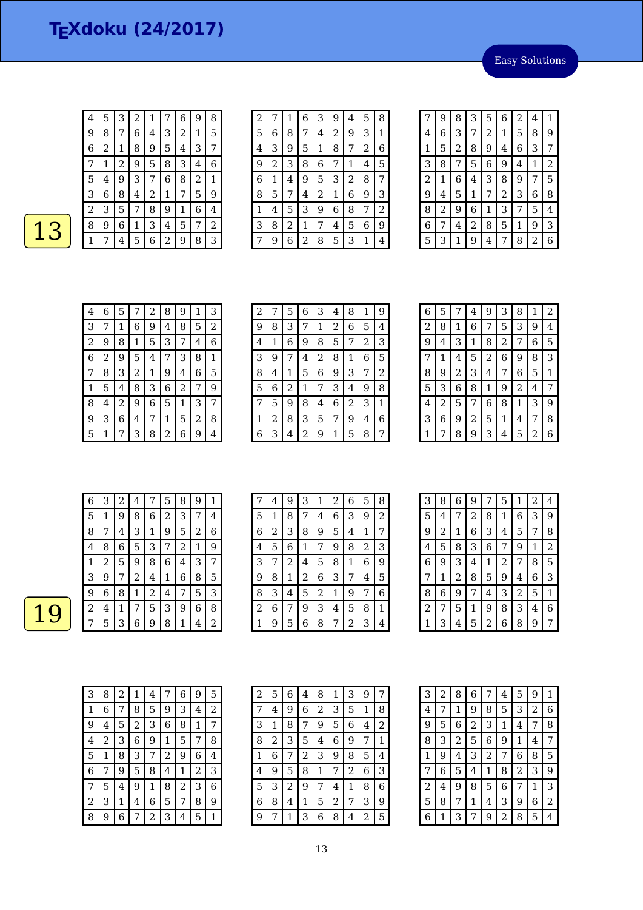# TEXdoku (24/2017)

Easy Solutions

13

| 4 | 5 | 3 | 2 | 1 | 7 | 6 | 9 | 8 |
|---|---|---|---|---|---|---|---|---|
| 9 | 8 | 7 | 6 | 4 | 3 | 2 | 1 | 5 |
| 6 | 2 | 1 | 8 | 9 | 5 | 4 | 3 | 7 |
| 7 | 1 | 2 | 9 | 5 | 8 | 3 | 4 | 6 |
| 5 | 4 | 9 | 3 | 7 | 6 | 8 | 2 | 1 |
| 3 | 6 | 8 | 4 | 2 | 1 | 7 | 5 | 9 |
| 2 | 3 | 5 | 7 | 8 | 9 | 1 | 6 | 4 |
| 8 | 9 | 6 | 1 | 3 | 4 | 5 | 7 | 2 |
| 1 | 7 | 4 | 5 | 6 | 2 | 9 | 8 | 3 |

| 2 | 7 | 1 | 6 | 3 | 9 | 4 | 5 | 8 |
|---|---|---|---|---|---|---|---|---|
| 5 | 6 | 8 | 7 | 4 | 2 | 9 | 3 | 1 |
| 4 | 3 | 9 | 5 | 1 | 8 | 7 | 2 | 6 |
| 9 | 2 | 3 | 8 | 6 | 7 | 1 | 4 | 5 |
| 6 | 1 | 4 | 9 | 5 | 3 | 2 | 8 | 7 |
| 8 | 5 | 7 | 4 | 2 | 1 | 6 | 9 | 3 |
| 1 | 4 | 5 | 3 | 9 | 6 | 8 | 7 | 2 |
| 3 | 8 | 2 | 1 | 7 | 4 | 5 | 6 | 9 |
| 7 | 9 | 6 | 2 | 8 | 5 | 3 | 1 | 4 |

| 7 | 9 | 8 | 3 | 5 | 6 | 2 | 4 | 1 |
|---|---|---|---|---|---|---|---|---|
| 4 | 6 | 3 | 7 | 2 | 1 | 5 | 8 | 9 |
| 1 | 5 | 2 | 8 | 9 | 4 | 6 | 3 | 7 |
| 3 | 8 | 7 | 5 | 6 | 9 | 4 | 1 | 2 |
| 2 | 1 | 6 | 4 | 3 | 8 | 9 | 7 | 5 |
| 9 | 4 | 5 | 1 | 7 | 2 | 3 | 6 | 8 |
| 8 | 2 | 9 | 6 | 1 | 3 | 7 | 5 | 4 |
| 6 | 7 | 4 | 2 | 8 | 5 | 1 | 9 | 3 |
| 5 | 3 | 1 | 9 | 4 | 7 | 8 | 2 | 6 |

| 4 | 6 | 5 | 7 | 2 | 8 | 9 | 1 | 3 |
|---|---|---|---|---|---|---|---|---|
| 3 | 7 | 1 | 6 | 9 | 4 | 8 | 5 | 2 |
| 2 | 9 | 8 | 1 | 5 | 3 | 7 | 4 | 6 |
| 6 | 2 | 9 | 5 | 4 | 7 | 3 | 8 | 1 |
| 7 | 8 | 3 | 2 | 1 | 9 | 4 | 6 | 5 |
| 1 | 5 | 4 | 8 | 3 | 6 | 2 | 7 | 9 |
| 8 | 4 | 2 | 9 | 6 | 5 | 1 | 3 | 7 |
| 9 | 3 | 6 | 4 | 7 | 1 | 5 | 2 | 8 |
| 5 | 1 | 7 | 3 | 8 | 2 | 6 | 9 | 4 |

| 2 | 7 | 5 | 6 | 3 | 4 | 8 | 1 | 9 |
|---|---|---|---|---|---|---|---|---|
| 9 | 8 | 3 | 7 | 1 | 2 | 6 | 5 | 4 |
| 4 | 1 | 6 | 9 | 8 | 5 | 7 | 2 | 3 |
| 3 | 9 | 7 | 4 | 2 | 8 | 1 | 6 | 5 |
| 8 | 4 | 1 | 5 | 6 | 9 | 3 | 7 | 2 |
| 5 | 6 | 2 | 1 | 7 | 3 | 4 | 9 | 8 |
| 7 | 5 | 9 | 8 | 4 | 6 | 2 | 3 | 1 |
| 1 | 2 | 8 | 3 | 5 | 7 | 9 | 4 | 6 |
| 6 | 3 | 4 | 2 | 9 | 1 | 5 | 8 | 7 |

| 6 | 5 | 7 | 4 | 9 | 3 | 8 | 1 | 2 |
|---|---|---|---|---|---|---|---|---|
| 2 | 8 | 1 | 6 | 7 | 5 | 3 | 9 | 4 |
| 9 | 4 | 3 | 1 | 8 | 2 | 7 | 6 | 5 |
| 7 | 1 | 4 | 5 | 2 | 6 | 9 | 8 | 3 |
| 8 | 9 | 2 | 3 | 4 | 7 | 6 | 5 | 1 |
| 5 | 3 | 6 | 8 | 1 | 9 | 2 | 4 | 7 |
| 4 | 2 | 5 | 7 | 6 | 8 | 1 | 3 | 9 |
| 3 | 6 | 9 | 2 | 5 | 1 | 4 | 7 | 8 |
| 1 | 7 | 8 | 9 | 3 | 4 | 5 | 2 | 6 |

19

| 6 | 3 | 2 | 4 | 7 | 5 | 8 | 9 | 1 |
|---|---|---|---|---|---|---|---|---|
| 5 | 1 | 9 | 8 | 6 | 2 | 3 | 7 | 4 |
| 8 | 7 | 4 | 3 | 1 | 9 | 5 | 2 | 6 |
| 4 | 8 | 6 | 5 | 3 | 7 | 2 | 1 | 9 |
| 1 | 2 | 5 | 9 | 8 | 6 | 4 | 3 | 7 |
| 3 | 9 | 7 | 2 | 4 | 1 | 6 | 8 | 5 |
| 9 | 6 | 8 | 1 | 2 | 4 | 7 | 5 | 3 |
| 2 | 4 | 1 | 7 | 5 | 3 | 9 | 6 | 8 |
| 7 | 5 | 3 | 6 | 9 | 8 | 1 | 4 | 2 |

| 7 | 4 | 9 | 3 | 1 | 2 | 6 | 5 | 8 |
|---|---|---|---|---|---|---|---|---|
| 5 | 1 | 8 | 7 | 4 | 6 | 3 | 9 | 2 |
| 6 | 2 | 3 | 8 | 9 | 5 | 4 | 1 | 7 |
| 4 | 5 | 6 | 1 | 7 | 9 | 8 | 2 | 3 |
| 3 | 7 | 2 | 4 | 5 | 8 | 1 | 6 | 9 |
| 9 | 8 | 1 | 2 | 6 | 3 | 7 | 4 | 5 |
| 8 | 3 | 4 | 5 | 2 | 1 | 9 | 7 | 6 |
| 2 | 6 | 7 | 9 | 3 | 4 | 5 | 8 | 1 |
| 1 | 9 | 5 | 6 | 8 | 7 | 2 | 3 | 4 |

| 3 | 8 | 6 | 9 | 7 | 5 | 1 | 2 | 4 |
|---|---|---|---|---|---|---|---|---|
| 5 | 4 | 7 | 2 | 8 | 1 | 6 | 3 | 9 |
| 9 | 2 | 1 | 6 | 3 | 4 | 5 | 7 | 8 |
| 4 | 5 | 8 | 3 | 6 | 7 | 9 | 1 | 2 |
| 6 | 9 | 3 | 4 | 1 | 2 | 7 | 8 | 5 |
| 7 | 1 | 2 | 8 | 5 | 9 | 4 | 6 | 3 |
| 8 | 6 | 9 | 7 | 4 | 3 | 2 | 5 | 1 |
| 2 | 7 | 5 | 1 | 9 | 8 | 3 | 4 | 6 |
| 1 | 3 | 4 | 5 | 2 | 6 | 8 | 9 | 7 |

| 3 | 8 | 2 | 1 | 4 | 7 | 6 | 9 | 5 |
|---|---|---|---|---|---|---|---|---|
| 1 | 6 | 7 | 8 | 5 | 9 | 3 | 4 | 2 |
| 9 | 4 | 5 | 2 | 3 | 6 | 8 | 1 | 7 |
| 4 | 2 | 3 | 6 | 9 | 1 | 5 | 7 | 8 |
| 5 | 1 | 8 | 3 | 7 | 2 | 9 | 6 | 4 |
| 6 | 7 | 9 | 5 | 8 | 4 | 1 | 2 | 3 |
| 7 | 5 | 4 | 9 | 1 | 8 | 2 | 3 | 6 |
| 2 | 3 | 1 | 4 | 6 | 5 | 7 | 8 | 9 |
| 8 | 9 | 6 | 7 | 2 | 3 | 4 | 5 | 1 |

| 2 | 5 | 6 | 4 | 8 | 1 | 3 | 9 | 7 |
|---|---|---|---|---|---|---|---|---|
| 7 | 4 | 9 | 6 | 2 | 3 | 5 | 1 | 8 |
| 3 | 1 | 8 | 7 | 9 | 5 | 6 | 4 | 2 |
| 8 | 2 | 3 | 5 | 4 | 6 | 9 | 7 | 1 |
| 1 | 6 | 7 | 2 | 3 | 9 | 8 | 5 | 4 |
| 4 | 9 | 5 | 8 | 1 | 7 | 2 | 6 | 3 |
| 5 | 3 | 2 | 9 | 7 | 4 | 1 | 8 | 6 |
| 6 | 8 | 4 | 1 | 5 | 2 | 7 | 3 | 9 |
| 9 | 7 | 1 | 3 | 6 | 8 | 4 | 2 | 5 |

| 3 | 2 | 8 | 6 | 7 | 4 | 5 | 9 | 1 |
|---|---|---|---|---|---|---|---|---|
| 4 | 7 | 1 | 9 | 8 | 5 | 3 | 2 | 6 |
| 9 | 5 | 6 | 2 | 3 | 1 | 4 | 7 | 8 |
| 8 | 3 | 2 | 5 | 6 | 9 | 1 | 4 | 7 |
| 1 | 9 | 4 | 3 | 2 | 7 | 6 | 8 | 5 |
| 7 | 6 | 5 | 4 | 1 | 8 | 2 | 3 | 9 |
| 2 | 4 | 9 | 8 | 5 | 6 | 7 | 1 | 3 |
| 5 | 8 | 7 | 1 | 4 | 3 | 9 | 6 | 2 |
| 6 | 1 | 3 | 7 | 9 | 2 | 8 | 5 | 4 |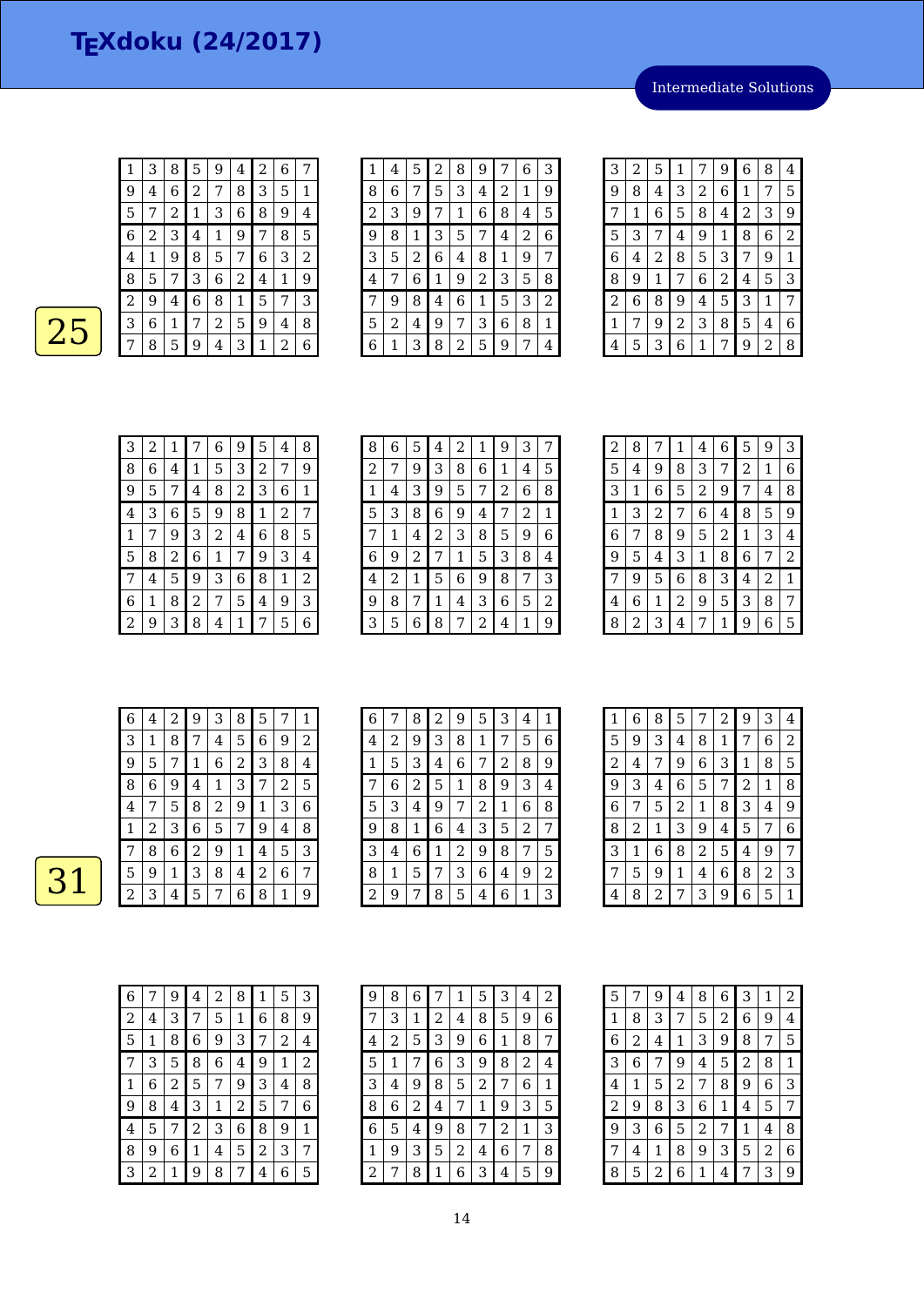# TEXdoku (24/2017)

Intermediate Solutions

25

| | | | | | | | | |
|---|---|---|---|---|---|---|---|---|
| 1 | 3 | 8 | 5 | 9 | 4 | 2 | 6 | 7 |
| 9 | 4 | 6 | 2 | 7 | 8 | 3 | 5 | 1 |
| 5 | 7 | 2 | 1 | 3 | 6 | 8 | 9 | 4 |
| 6 | 2 | 3 | 4 | 1 | 9 | 7 | 8 | 5 |
| 4 | 1 | 9 | 8 | 5 | 7 | 6 | 3 | 2 |
| 8 | 5 | 7 | 3 | 6 | 2 | 4 | 1 | 9 |
| 2 | 9 | 4 | 6 | 8 | 1 | 5 | 7 | 3 |
| 3 | 6 | 1 | 7 | 2 | 5 | 9 | 4 | 8 |
| 7 | 8 | 5 | 9 | 4 | 3 | 1 | 2 | 6 |

| | | | | | | | | |
|---|---|---|---|---|---|---|---|---|
| 1 | 4 | 5 | 2 | 8 | 9 | 7 | 6 | 3 |
| 8 | 6 | 7 | 5 | 3 | 4 | 2 | 1 | 9 |
| 2 | 3 | 9 | 7 | 1 | 6 | 8 | 4 | 5 |
| 9 | 8 | 1 | 3 | 5 | 7 | 4 | 2 | 6 |
| 3 | 5 | 2 | 6 | 4 | 8 | 1 | 9 | 7 |
| 4 | 7 | 6 | 1 | 9 | 2 | 3 | 5 | 8 |
| 7 | 9 | 8 | 4 | 6 | 1 | 5 | 3 | 2 |
| 5 | 2 | 4 | 9 | 7 | 3 | 6 | 8 | 1 |
| 6 | 1 | 3 | 8 | 2 | 5 | 9 | 7 | 4 |

| | | | | | | | | |
|---|---|---|---|---|---|---|---|---|
| 3 | 2 | 5 | 1 | 7 | 9 | 6 | 8 | 4 |
| 9 | 8 | 4 | 3 | 2 | 6 | 1 | 7 | 5 |
| 7 | 1 | 6 | 5 | 8 | 4 | 2 | 3 | 9 |
| 5 | 3 | 7 | 4 | 9 | 1 | 8 | 6 | 2 |
| 6 | 4 | 2 | 8 | 5 | 3 | 7 | 9 | 1 |
| 8 | 9 | 1 | 7 | 6 | 2 | 4 | 5 | 3 |
| 2 | 6 | 8 | 9 | 4 | 5 | 3 | 1 | 7 |
| 1 | 7 | 9 | 2 | 3 | 8 | 5 | 4 | 6 |
| 4 | 5 | 3 | 6 | 1 | 7 | 9 | 2 | 8 |

| | | | | | | | | |
|---|---|---|---|---|---|---|---|---|
| 3 | 2 | 1 | 7 | 6 | 9 | 5 | 4 | 8 |
| 8 | 6 | 4 | 1 | 5 | 3 | 2 | 7 | 9 |
| 9 | 5 | 7 | 4 | 8 | 2 | 3 | 6 | 1 |
| 4 | 3 | 6 | 5 | 9 | 8 | 1 | 2 | 7 |
| 1 | 7 | 9 | 3 | 2 | 4 | 6 | 8 | 5 |
| 5 | 8 | 2 | 6 | 1 | 7 | 9 | 3 | 4 |
| 7 | 4 | 5 | 9 | 3 | 6 | 8 | 1 | 2 |
| 6 | 1 | 8 | 2 | 7 | 5 | 4 | 9 | 3 |
| 2 | 9 | 3 | 8 | 4 | 1 | 7 | 5 | 6 |

| | | | | | | | | |
|---|---|---|---|---|---|---|---|---|
| 8 | 6 | 5 | 4 | 2 | 1 | 9 | 3 | 7 |
| 2 | 7 | 9 | 3 | 8 | 6 | 1 | 4 | 5 |
| 1 | 4 | 3 | 9 | 5 | 7 | 2 | 6 | 8 |
| 5 | 3 | 8 | 6 | 9 | 4 | 7 | 2 | 1 |
| 7 | 1 | 4 | 2 | 3 | 8 | 5 | 9 | 6 |
| 6 | 9 | 2 | 7 | 1 | 5 | 3 | 8 | 4 |
| 4 | 2 | 1 | 5 | 6 | 9 | 8 | 7 | 3 |
| 9 | 8 | 7 | 1 | 4 | 3 | 6 | 5 | 2 |
| 3 | 5 | 6 | 8 | 7 | 2 | 4 | 1 | 9 |

| | | | | | | | | |
|---|---|---|---|---|---|---|---|---|
| 2 | 8 | 7 | 1 | 4 | 6 | 5 | 9 | 3 |
| 5 | 4 | 9 | 8 | 3 | 7 | 2 | 1 | 6 |
| 3 | 1 | 6 | 5 | 2 | 9 | 7 | 4 | 8 |
| 1 | 3 | 2 | 7 | 6 | 4 | 8 | 5 | 9 |
| 6 | 7 | 8 | 9 | 5 | 2 | 1 | 3 | 4 |
| 9 | 5 | 4 | 3 | 1 | 8 | 6 | 7 | 2 |
| 7 | 9 | 5 | 6 | 8 | 3 | 4 | 2 | 1 |
| 4 | 6 | 1 | 2 | 9 | 5 | 3 | 8 | 7 |
| 8 | 2 | 3 | 4 | 7 | 1 | 9 | 6 | 5 |

31

| | | | | | | | | |
|---|---|---|---|---|---|---|---|---|
| 6 | 4 | 2 | 9 | 3 | 8 | 5 | 7 | 1 |
| 3 | 1 | 8 | 7 | 4 | 5 | 6 | 9 | 2 |
| 9 | 5 | 7 | 1 | 6 | 2 | 3 | 8 | 4 |
| 8 | 6 | 9 | 4 | 1 | 3 | 7 | 2 | 5 |
| 4 | 7 | 5 | 8 | 2 | 9 | 1 | 3 | 6 |
| 1 | 2 | 3 | 6 | 5 | 7 | 9 | 4 | 8 |
| 7 | 8 | 6 | 2 | 9 | 1 | 4 | 5 | 3 |
| 5 | 9 | 1 | 3 | 8 | 4 | 2 | 6 | 7 |
| 2 | 3 | 4 | 5 | 7 | 6 | 8 | 1 | 9 |

| | | | | | | | | |
|---|---|---|---|---|---|---|---|---|
| 6 | 7 | 8 | 2 | 9 | 5 | 3 | 4 | 1 |
| 4 | 2 | 9 | 3 | 8 | 1 | 7 | 5 | 6 |
| 1 | 5 | 3 | 4 | 6 | 7 | 2 | 8 | 9 |
| 7 | 6 | 2 | 5 | 1 | 8 | 9 | 3 | 4 |
| 5 | 3 | 4 | 9 | 7 | 2 | 1 | 6 | 8 |
| 9 | 8 | 1 | 6 | 4 | 3 | 5 | 2 | 7 |
| 3 | 4 | 6 | 1 | 2 | 9 | 8 | 7 | 5 |
| 8 | 1 | 5 | 7 | 3 | 6 | 4 | 9 | 2 |
| 2 | 9 | 7 | 8 | 5 | 4 | 6 | 1 | 3 |

| | | | | | | | | |
|---|---|---|---|---|---|---|---|---|
| 1 | 6 | 8 | 5 | 7 | 2 | 9 | 3 | 4 |
| 5 | 9 | 3 | 4 | 8 | 1 | 7 | 6 | 2 |
| 2 | 4 | 7 | 9 | 6 | 3 | 1 | 8 | 5 |
| 9 | 3 | 4 | 6 | 5 | 7 | 2 | 1 | 8 |
| 6 | 7 | 5 | 2 | 1 | 8 | 3 | 4 | 9 |
| 8 | 2 | 1 | 3 | 9 | 4 | 5 | 7 | 6 |
| 3 | 1 | 6 | 8 | 2 | 5 | 4 | 9 | 7 |
| 7 | 5 | 9 | 1 | 4 | 6 | 8 | 2 | 3 |
| 4 | 8 | 2 | 7 | 3 | 9 | 6 | 5 | 1 |

| | | | | | | | | |
|---|---|---|---|---|---|---|---|---|
| 6 | 7 | 9 | 4 | 2 | 8 | 1 | 5 | 3 |
| 2 | 4 | 3 | 7 | 5 | 1 | 6 | 8 | 9 |
| 5 | 1 | 8 | 6 | 9 | 3 | 7 | 2 | 4 |
| 7 | 3 | 5 | 8 | 6 | 4 | 9 | 1 | 2 |
| 1 | 6 | 2 | 5 | 7 | 9 | 3 | 4 | 8 |
| 9 | 8 | 4 | 3 | 1 | 2 | 5 | 7 | 6 |
| 4 | 5 | 7 | 2 | 3 | 6 | 8 | 9 | 1 |
| 8 | 9 | 6 | 1 | 4 | 5 | 2 | 3 | 7 |
| 3 | 2 | 1 | 9 | 8 | 7 | 4 | 6 | 5 |

| | | | | | | | | |
|---|---|---|---|---|---|---|---|---|
| 9 | 8 | 6 | 7 | 1 | 5 | 3 | 4 | 2 |
| 7 | 3 | 1 | 2 | 4 | 8 | 5 | 9 | 6 |
| 4 | 2 | 5 | 3 | 9 | 6 | 1 | 8 | 7 |
| 5 | 1 | 7 | 6 | 3 | 9 | 8 | 2 | 4 |
| 3 | 4 | 9 | 8 | 5 | 2 | 7 | 6 | 1 |
| 8 | 6 | 2 | 4 | 7 | 1 | 9 | 3 | 5 |
| 6 | 5 | 4 | 9 | 8 | 7 | 2 | 1 | 3 |
| 1 | 9 | 3 | 5 | 2 | 4 | 6 | 7 | 8 |
| 2 | 7 | 8 | 1 | 6 | 3 | 4 | 5 | 9 |

| | | | | | | | | |
|---|---|---|---|---|---|---|---|---|
| 5 | 7 | 9 | 4 | 8 | 6 | 3 | 1 | 2 |
| 1 | 8 | 3 | 7 | 5 | 2 | 6 | 9 | 4 |
| 6 | 2 | 4 | 1 | 3 | 9 | 8 | 7 | 5 |
| 3 | 6 | 7 | 9 | 4 | 5 | 2 | 8 | 1 |
| 4 | 1 | 5 | 2 | 7 | 8 | 9 | 6 | 3 |
| 2 | 9 | 8 | 3 | 6 | 1 | 4 | 5 | 7 |
| 9 | 3 | 6 | 5 | 2 | 7 | 1 | 4 | 8 |
| 7 | 4 | 1 | 8 | 9 | 3 | 5 | 2 | 6 |
| 8 | 5 | 2 | 6 | 1 | 4 | 7 | 3 | 9 |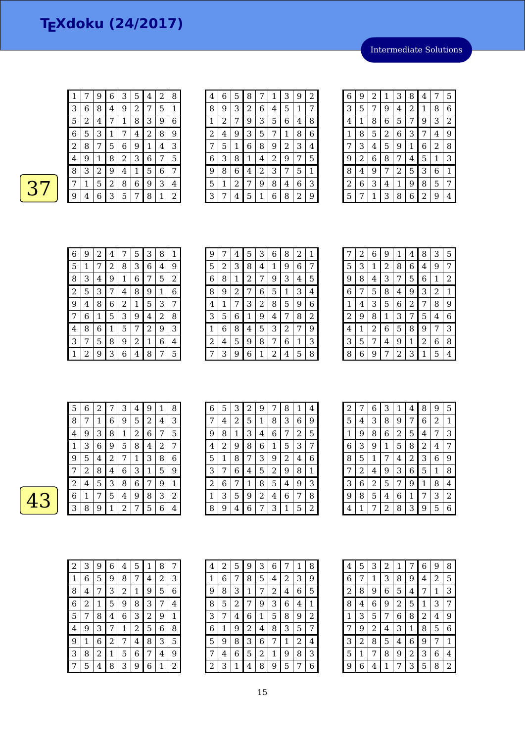# TEXdoku (24/2017)

Intermediate Solutions

**37**

| | | | | | | | | |
|---|---|---|---|---|---|---|---|---|
| 1 | 7 | 9 | 6 | 3 | 5 | 4 | 2 | 8 |
| 3 | 6 | 8 | 4 | 9 | 2 | 7 | 5 | 1 |
| 5 | 2 | 4 | 7 | 1 | 8 | 3 | 9 | 6 |
| 6 | 5 | 3 | 1 | 7 | 4 | 2 | 8 | 9 |
| 2 | 8 | 7 | 5 | 6 | 9 | 1 | 4 | 3 |
| 4 | 9 | 1 | 8 | 2 | 3 | 6 | 7 | 5 |
| 8 | 3 | 2 | 9 | 4 | 1 | 5 | 6 | 7 |
| 7 | 1 | 5 | 2 | 8 | 6 | 9 | 3 | 4 |
| 9 | 4 | 6 | 3 | 5 | 7 | 8 | 1 | 2 |

| | | | | | | | | |
|---|---|---|---|---|---|---|---|---|
| 4 | 6 | 5 | 8 | 7 | 1 | 3 | 9 | 2 |
| 8 | 9 | 3 | 2 | 6 | 4 | 5 | 1 | 7 |
| 1 | 2 | 7 | 9 | 3 | 5 | 6 | 4 | 8 |
| 2 | 4 | 9 | 3 | 5 | 7 | 1 | 8 | 6 |
| 7 | 5 | 1 | 6 | 8 | 9 | 2 | 3 | 4 |
| 6 | 3 | 8 | 1 | 4 | 2 | 9 | 7 | 5 |
| 9 | 8 | 6 | 4 | 2 | 3 | 7 | 5 | 1 |
| 5 | 1 | 2 | 7 | 9 | 8 | 4 | 6 | 3 |
| 3 | 7 | 4 | 5 | 1 | 6 | 8 | 2 | 9 |

| | | | | | | | | |
|---|---|---|---|---|---|---|---|---|
| 6 | 9 | 2 | 1 | 3 | 8 | 4 | 7 | 5 |
| 3 | 5 | 7 | 9 | 4 | 2 | 1 | 8 | 6 |
| 4 | 1 | 8 | 6 | 5 | 7 | 9 | 3 | 2 |
| 1 | 8 | 5 | 2 | 6 | 3 | 7 | 4 | 9 |
| 7 | 3 | 4 | 5 | 9 | 1 | 6 | 2 | 8 |
| 9 | 2 | 6 | 8 | 7 | 4 | 5 | 1 | 3 |
| 8 | 4 | 9 | 7 | 2 | 5 | 3 | 6 | 1 |
| 2 | 6 | 3 | 4 | 1 | 9 | 8 | 5 | 7 |
| 5 | 7 | 1 | 3 | 8 | 6 | 2 | 9 | 4 |

| | | | | | | | | |
|---|---|---|---|---|---|---|---|---|
| 6 | 9 | 2 | 4 | 7 | 5 | 3 | 8 | 1 |
| 5 | 1 | 7 | 2 | 8 | 3 | 6 | 4 | 9 |
| 8 | 3 | 4 | 9 | 1 | 6 | 7 | 5 | 2 |
| 2 | 5 | 3 | 7 | 4 | 8 | 9 | 1 | 6 |
| 9 | 4 | 8 | 6 | 2 | 1 | 5 | 3 | 7 |
| 7 | 6 | 1 | 5 | 3 | 9 | 4 | 2 | 8 |
| 4 | 8 | 6 | 1 | 5 | 7 | 2 | 9 | 3 |
| 3 | 7 | 5 | 8 | 9 | 2 | 1 | 6 | 4 |
| 1 | 2 | 9 | 3 | 6 | 4 | 8 | 7 | 5 |

| | | | | | | | | |
|---|---|---|---|---|---|---|---|---|
| 9 | 7 | 4 | 5 | 3 | 6 | 8 | 2 | 1 |
| 5 | 2 | 3 | 8 | 4 | 1 | 9 | 6 | 7 |
| 6 | 8 | 1 | 2 | 7 | 9 | 3 | 4 | 5 |
| 8 | 9 | 2 | 7 | 6 | 5 | 1 | 3 | 4 |
| 4 | 1 | 7 | 3 | 2 | 8 | 5 | 9 | 6 |
| 3 | 5 | 6 | 1 | 9 | 4 | 7 | 8 | 2 |
| 1 | 6 | 8 | 4 | 5 | 3 | 2 | 7 | 9 |
| 2 | 4 | 5 | 9 | 8 | 7 | 6 | 1 | 3 |
| 7 | 3 | 9 | 6 | 1 | 2 | 4 | 5 | 8 |

| | | | | | | | | |
|---|---|---|---|---|---|---|---|---|
| 7 | 2 | 6 | 9 | 1 | 4 | 8 | 3 | 5 |
| 5 | 3 | 1 | 2 | 8 | 6 | 4 | 9 | 7 |
| 9 | 8 | 4 | 3 | 7 | 5 | 6 | 1 | 2 |
| 6 | 7 | 5 | 8 | 4 | 9 | 3 | 2 | 1 |
| 1 | 4 | 3 | 5 | 6 | 2 | 7 | 8 | 9 |
| 2 | 9 | 8 | 1 | 3 | 7 | 5 | 4 | 6 |
| 4 | 1 | 2 | 6 | 5 | 8 | 9 | 7 | 3 |
| 3 | 5 | 7 | 4 | 9 | 1 | 2 | 6 | 8 |
| 8 | 6 | 9 | 7 | 2 | 3 | 1 | 5 | 4 |

**43**

| | | | | | | | | |
|---|---|---|---|---|---|---|---|---|
| 5 | 6 | 2 | 7 | 3 | 4 | 9 | 1 | 8 |
| 8 | 7 | 1 | 6 | 9 | 5 | 2 | 4 | 3 |
| 4 | 9 | 3 | 8 | 1 | 2 | 6 | 7 | 5 |
| 1 | 3 | 6 | 9 | 5 | 8 | 4 | 2 | 7 |
| 9 | 5 | 4 | 2 | 7 | 1 | 3 | 8 | 6 |
| 7 | 2 | 8 | 4 | 6 | 3 | 1 | 5 | 9 |
| 2 | 4 | 5 | 3 | 8 | 6 | 7 | 9 | 1 |
| 6 | 1 | 7 | 5 | 4 | 9 | 8 | 3 | 2 |
| 3 | 8 | 9 | 1 | 2 | 7 | 5 | 6 | 4 |

| | | | | | | | | |
|---|---|---|---|---|---|---|---|---|
| 6 | 5 | 3 | 2 | 9 | 7 | 8 | 1 | 4 |
| 7 | 4 | 2 | 5 | 1 | 8 | 3 | 6 | 9 |
| 9 | 8 | 1 | 3 | 4 | 6 | 7 | 2 | 5 |
| 4 | 2 | 9 | 8 | 6 | 1 | 5 | 3 | 7 |
| 5 | 1 | 8 | 7 | 3 | 9 | 2 | 4 | 6 |
| 3 | 7 | 6 | 4 | 5 | 2 | 9 | 8 | 1 |
| 2 | 6 | 7 | 1 | 8 | 5 | 4 | 9 | 3 |
| 1 | 3 | 5 | 9 | 2 | 4 | 6 | 7 | 8 |
| 8 | 9 | 4 | 6 | 7 | 3 | 1 | 5 | 2 |

| | | | | | | | | |
|---|---|---|---|---|---|---|---|---|
| 2 | 7 | 6 | 3 | 1 | 4 | 8 | 9 | 5 |
| 5 | 4 | 3 | 8 | 9 | 7 | 6 | 2 | 1 |
| 1 | 9 | 8 | 6 | 2 | 5 | 4 | 7 | 3 |
| 6 | 3 | 9 | 1 | 5 | 8 | 2 | 4 | 7 |
| 8 | 5 | 1 | 7 | 4 | 2 | 3 | 6 | 9 |
| 7 | 2 | 4 | 9 | 3 | 6 | 5 | 1 | 8 |
| 3 | 6 | 2 | 5 | 7 | 9 | 1 | 8 | 4 |
| 9 | 8 | 5 | 4 | 6 | 1 | 7 | 3 | 2 |
| 4 | 1 | 7 | 2 | 8 | 3 | 9 | 5 | 6 |

| | | | | | | | | |
|---|---|---|---|---|---|---|---|---|
| 2 | 3 | 9 | 6 | 4 | 5 | 1 | 8 | 7 |
| 1 | 6 | 5 | 9 | 8 | 7 | 4 | 2 | 3 |
| 8 | 4 | 7 | 3 | 2 | 1 | 9 | 5 | 6 |
| 6 | 2 | 1 | 5 | 9 | 8 | 3 | 7 | 4 |
| 5 | 7 | 8 | 4 | 6 | 3 | 2 | 9 | 1 |
| 4 | 9 | 3 | 7 | 1 | 2 | 5 | 6 | 8 |
| 9 | 1 | 6 | 2 | 7 | 4 | 8 | 3 | 5 |
| 3 | 8 | 2 | 1 | 5 | 6 | 7 | 4 | 9 |
| 7 | 5 | 4 | 8 | 3 | 9 | 6 | 1 | 2 |

| | | | | | | | | |
|---|---|---|---|---|---|---|---|---|
| 4 | 2 | 5 | 9 | 3 | 6 | 7 | 1 | 8 |
| 1 | 6 | 7 | 8 | 5 | 4 | 2 | 3 | 9 |
| 9 | 8 | 3 | 1 | 7 | 2 | 4 | 6 | 5 |
| 8 | 5 | 2 | 7 | 9 | 3 | 6 | 4 | 1 |
| 3 | 7 | 4 | 6 | 1 | 5 | 8 | 9 | 2 |
| 6 | 1 | 9 | 2 | 4 | 8 | 3 | 5 | 7 |
| 5 | 9 | 8 | 3 | 6 | 7 | 1 | 2 | 4 |
| 7 | 4 | 6 | 5 | 2 | 1 | 9 | 8 | 3 |
| 2 | 3 | 1 | 4 | 8 | 9 | 5 | 7 | 6 |

| | | | | | | | | |
|---|---|---|---|---|---|---|---|---|
| 4 | 5 | 3 | 2 | 1 | 7 | 6 | 9 | 8 |
| 6 | 7 | 1 | 3 | 8 | 9 | 4 | 2 | 5 |
| 2 | 8 | 9 | 6 | 5 | 4 | 7 | 1 | 3 |
| 8 | 4 | 6 | 9 | 2 | 5 | 1 | 3 | 7 |
| 1 | 3 | 5 | 7 | 6 | 8 | 2 | 4 | 9 |
| 7 | 9 | 2 | 4 | 3 | 1 | 8 | 5 | 6 |
| 3 | 2 | 8 | 5 | 4 | 6 | 9 | 7 | 1 |
| 5 | 1 | 7 | 8 | 9 | 2 | 3 | 6 | 4 |
| 9 | 6 | 4 | 1 | 7 | 3 | 5 | 8 | 2 |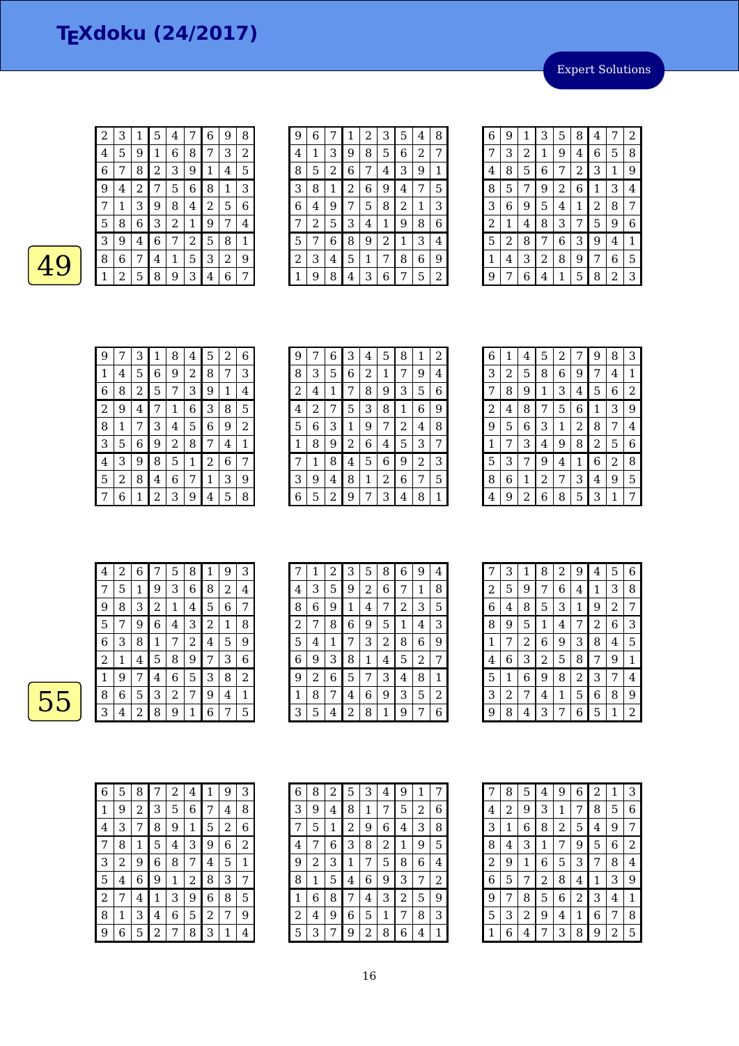# TEXdoku (24/2017)

Expert Solutions

**49**

| | | | | | | | | |
|---|---|---|---|---|---|---|---|---|
| 2 | 3 | 1 | 5 | 4 | 7 | 6 | 9 | 8 |
| 4 | 5 | 9 | 1 | 6 | 8 | 7 | 3 | 2 |
| 6 | 7 | 8 | 2 | 3 | 9 | 1 | 4 | 5 |
| 9 | 4 | 2 | 7 | 5 | 6 | 8 | 1 | 3 |
| 7 | 1 | 3 | 9 | 8 | 4 | 2 | 5 | 6 |
| 5 | 8 | 6 | 3 | 2 | 1 | 9 | 7 | 4 |
| 3 | 9 | 4 | 6 | 7 | 2 | 5 | 8 | 1 |
| 8 | 6 | 7 | 4 | 1 | 5 | 3 | 2 | 9 |
| 1 | 2 | 5 | 8 | 9 | 3 | 4 | 6 | 7 |

| | | | | | | | | |
|---|---|---|---|---|---|---|---|---|
| 9 | 6 | 7 | 1 | 2 | 3 | 5 | 4 | 8 |
| 4 | 1 | 3 | 9 | 8 | 5 | 6 | 2 | 7 |
| 8 | 5 | 2 | 6 | 7 | 4 | 3 | 9 | 1 |
| 3 | 8 | 1 | 2 | 6 | 9 | 4 | 7 | 5 |
| 6 | 4 | 9 | 7 | 5 | 8 | 2 | 1 | 3 |
| 7 | 2 | 5 | 3 | 4 | 1 | 9 | 8 | 6 |
| 5 | 7 | 6 | 8 | 9 | 2 | 1 | 3 | 4 |
| 2 | 3 | 4 | 5 | 1 | 7 | 8 | 6 | 9 |
| 1 | 9 | 8 | 4 | 3 | 6 | 7 | 5 | 2 |

| | | | | | | | | |
|---|---|---|---|---|---|---|---|---|
| 6 | 9 | 1 | 3 | 5 | 8 | 4 | 7 | 2 |
| 7 | 3 | 2 | 1 | 9 | 4 | 6 | 5 | 8 |
| 4 | 8 | 5 | 6 | 7 | 2 | 3 | 1 | 9 |
| 8 | 5 | 7 | 9 | 2 | 6 | 1 | 3 | 4 |
| 3 | 6 | 9 | 5 | 4 | 1 | 2 | 8 | 7 |
| 2 | 1 | 4 | 8 | 3 | 7 | 5 | 9 | 6 |
| 5 | 2 | 8 | 7 | 6 | 3 | 9 | 4 | 1 |
| 1 | 4 | 3 | 2 | 8 | 9 | 7 | 6 | 5 |
| 9 | 7 | 6 | 4 | 1 | 5 | 8 | 2 | 3 |

| | | | | | | | | |
|---|---|---|---|---|---|---|---|---|
| 9 | 7 | 3 | 1 | 8 | 4 | 5 | 2 | 6 |
| 1 | 4 | 5 | 6 | 9 | 2 | 8 | 7 | 3 |
| 6 | 8 | 2 | 5 | 7 | 3 | 9 | 1 | 4 |
| 2 | 9 | 4 | 7 | 1 | 6 | 3 | 8 | 5 |
| 8 | 1 | 7 | 3 | 4 | 5 | 6 | 9 | 2 |
| 3 | 5 | 6 | 9 | 2 | 8 | 7 | 4 | 1 |
| 4 | 3 | 9 | 8 | 5 | 1 | 2 | 6 | 7 |
| 5 | 2 | 8 | 4 | 6 | 7 | 1 | 3 | 9 |
| 7 | 6 | 1 | 2 | 3 | 9 | 4 | 5 | 8 |

| | | | | | | | | |
|---|---|---|---|---|---|---|---|---|
| 9 | 7 | 6 | 3 | 4 | 5 | 8 | 1 | 2 |
| 8 | 3 | 5 | 6 | 2 | 1 | 7 | 9 | 4 |
| 2 | 4 | 1 | 7 | 8 | 9 | 3 | 5 | 6 |
| 4 | 2 | 7 | 5 | 3 | 8 | 1 | 6 | 9 |
| 5 | 6 | 3 | 1 | 9 | 7 | 2 | 4 | 8 |
| 1 | 8 | 9 | 2 | 6 | 4 | 5 | 3 | 7 |
| 7 | 1 | 8 | 4 | 5 | 6 | 9 | 2 | 3 |
| 3 | 9 | 4 | 8 | 1 | 2 | 6 | 7 | 5 |
| 6 | 5 | 2 | 9 | 7 | 3 | 4 | 8 | 1 |

| | | | | | | | | |
|---|---|---|---|---|---|---|---|---|
| 6 | 1 | 4 | 5 | 2 | 7 | 9 | 8 | 3 |
| 3 | 2 | 5 | 8 | 6 | 9 | 7 | 4 | 1 |
| 7 | 8 | 9 | 1 | 3 | 4 | 5 | 6 | 2 |
| 2 | 4 | 8 | 7 | 5 | 6 | 1 | 3 | 9 |
| 9 | 5 | 6 | 3 | 1 | 2 | 8 | 7 | 4 |
| 1 | 7 | 3 | 4 | 9 | 8 | 2 | 5 | 6 |
| 5 | 3 | 7 | 9 | 4 | 1 | 6 | 2 | 8 |
| 8 | 6 | 1 | 2 | 7 | 3 | 4 | 9 | 5 |
| 4 | 9 | 2 | 6 | 8 | 5 | 3 | 1 | 7 |

**55**

| | | | | | | | | |
|---|---|---|---|---|---|---|---|---|
| 4 | 2 | 6 | 7 | 5 | 8 | 1 | 9 | 3 |
| 7 | 5 | 1 | 9 | 3 | 6 | 8 | 2 | 4 |
| 9 | 8 | 3 | 2 | 1 | 4 | 5 | 6 | 7 |
| 5 | 7 | 9 | 6 | 4 | 3 | 2 | 1 | 8 |
| 6 | 3 | 8 | 1 | 7 | 2 | 4 | 5 | 9 |
| 2 | 1 | 4 | 5 | 8 | 9 | 7 | 3 | 6 |
| 1 | 9 | 7 | 4 | 6 | 5 | 3 | 8 | 2 |
| 8 | 6 | 5 | 3 | 2 | 7 | 9 | 4 | 1 |
| 3 | 4 | 2 | 8 | 9 | 1 | 6 | 7 | 5 |

| | | | | | | | | |
|---|---|---|---|---|---|---|---|---|
| 7 | 1 | 2 | 3 | 5 | 8 | 6 | 9 | 4 |
| 4 | 3 | 5 | 9 | 2 | 6 | 7 | 1 | 8 |
| 8 | 6 | 9 | 1 | 4 | 7 | 2 | 3 | 5 |
| 2 | 7 | 8 | 6 | 9 | 5 | 1 | 4 | 3 |
| 5 | 4 | 1 | 7 | 3 | 2 | 8 | 6 | 9 |
| 6 | 9 | 3 | 8 | 1 | 4 | 5 | 2 | 7 |
| 9 | 2 | 6 | 5 | 7 | 3 | 4 | 8 | 1 |
| 1 | 8 | 7 | 4 | 6 | 9 | 3 | 5 | 2 |
| 3 | 5 | 4 | 2 | 8 | 1 | 9 | 7 | 6 |

| | | | | | | | | |
|---|---|---|---|---|---|---|---|---|
| 7 | 3 | 1 | 8 | 2 | 9 | 4 | 5 | 6 |
| 2 | 5 | 9 | 7 | 6 | 4 | 1 | 3 | 8 |
| 6 | 4 | 8 | 5 | 3 | 1 | 9 | 2 | 7 |
| 8 | 9 | 5 | 1 | 4 | 7 | 2 | 6 | 3 |
| 1 | 7 | 2 | 6 | 9 | 3 | 8 | 4 | 5 |
| 4 | 6 | 3 | 2 | 5 | 8 | 7 | 9 | 1 |
| 5 | 1 | 6 | 9 | 8 | 2 | 3 | 7 | 4 |
| 3 | 2 | 7 | 4 | 1 | 5 | 6 | 8 | 9 |
| 9 | 8 | 4 | 3 | 7 | 6 | 5 | 1 | 2 |

| | | | | | | | | |
|---|---|---|---|---|---|---|---|---|
| 6 | 5 | 8 | 7 | 2 | 4 | 1 | 9 | 3 |
| 1 | 9 | 2 | 3 | 5 | 6 | 7 | 4 | 8 |
| 4 | 3 | 7 | 8 | 9 | 1 | 5 | 2 | 6 |
| 7 | 8 | 1 | 5 | 4 | 3 | 9 | 6 | 2 |
| 3 | 2 | 9 | 6 | 8 | 7 | 4 | 5 | 1 |
| 5 | 4 | 6 | 9 | 1 | 2 | 8 | 3 | 7 |
| 2 | 7 | 4 | 1 | 3 | 9 | 6 | 8 | 5 |
| 8 | 1 | 3 | 4 | 6 | 5 | 2 | 7 | 9 |
| 9 | 6 | 5 | 2 | 7 | 8 | 3 | 1 | 4 |

| | | | | | | | | |
|---|---|---|---|---|---|---|---|---|
| 6 | 8 | 2 | 5 | 3 | 4 | 9 | 1 | 7 |
| 3 | 9 | 4 | 8 | 1 | 7 | 5 | 2 | 6 |
| 7 | 5 | 1 | 2 | 9 | 6 | 4 | 3 | 8 |
| 4 | 7 | 6 | 3 | 8 | 2 | 1 | 9 | 5 |
| 9 | 2 | 3 | 1 | 7 | 5 | 8 | 6 | 4 |
| 8 | 1 | 5 | 4 | 6 | 9 | 3 | 7 | 2 |
| 1 | 6 | 8 | 7 | 4 | 3 | 2 | 5 | 9 |
| 2 | 4 | 9 | 6 | 5 | 1 | 7 | 8 | 3 |
| 5 | 3 | 7 | 9 | 2 | 8 | 6 | 4 | 1 |

| | | | | | | | | |
|---|---|---|---|---|---|---|---|---|
| 7 | 8 | 5 | 4 | 9 | 6 | 2 | 1 | 3 |
| 4 | 2 | 9 | 3 | 1 | 7 | 8 | 5 | 6 |
| 3 | 1 | 6 | 8 | 2 | 5 | 4 | 9 | 7 |
| 8 | 4 | 3 | 1 | 7 | 9 | 5 | 6 | 2 |
| 2 | 9 | 1 | 6 | 5 | 3 | 7 | 8 | 4 |
| 6 | 5 | 7 | 2 | 8 | 4 | 1 | 3 | 9 |
| 9 | 7 | 8 | 5 | 6 | 2 | 3 | 4 | 1 |
| 5 | 3 | 2 | 9 | 4 | 1 | 6 | 7 | 8 |
| 1 | 6 | 4 | 7 | 3 | 8 | 9 | 2 | 5 |